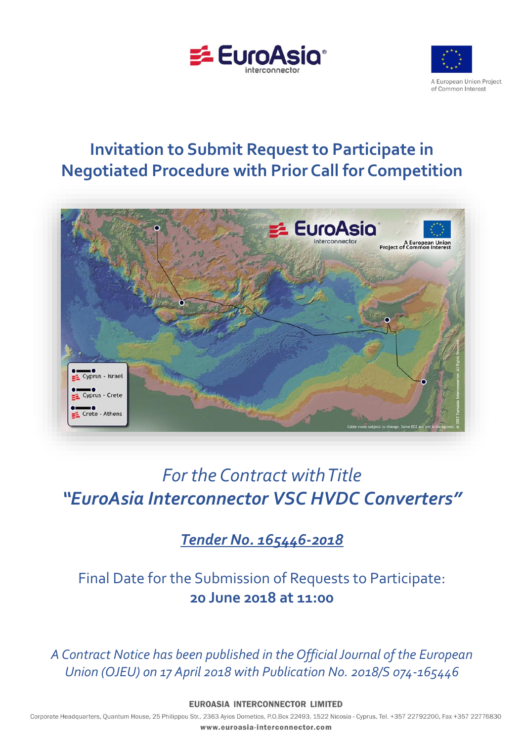EuroAsia interconnector

A European Union Project of Common Interest

# Invitation to Submit Request to Participate in Negotiated Procedure with Prior Call for Competition

*For the Contract with Title*

***"EuroAsia Interconnector VSC HVDC Converters"***

***Tender No. 165446-2018***

Final Date for the Submission of Requests to Participate:
**20 June 2018 at 11:00**

*A Contract Notice has been published in the Official Journal of the European Union (OJEU) on 17 April 2018 with Publication No. 2018/S 074-165446*

**EUROASIA INTERCONNECTOR LIMITED**

Corporate Headquarters, Quantum House, 25 Philippou Str., 2363 Ayios Dometios, P.O.Box 22493, 1522 Nicosia - Cyprus, Tel. +357 22792200, Fax +357 22776830

**www.euroasia-interconnector.com**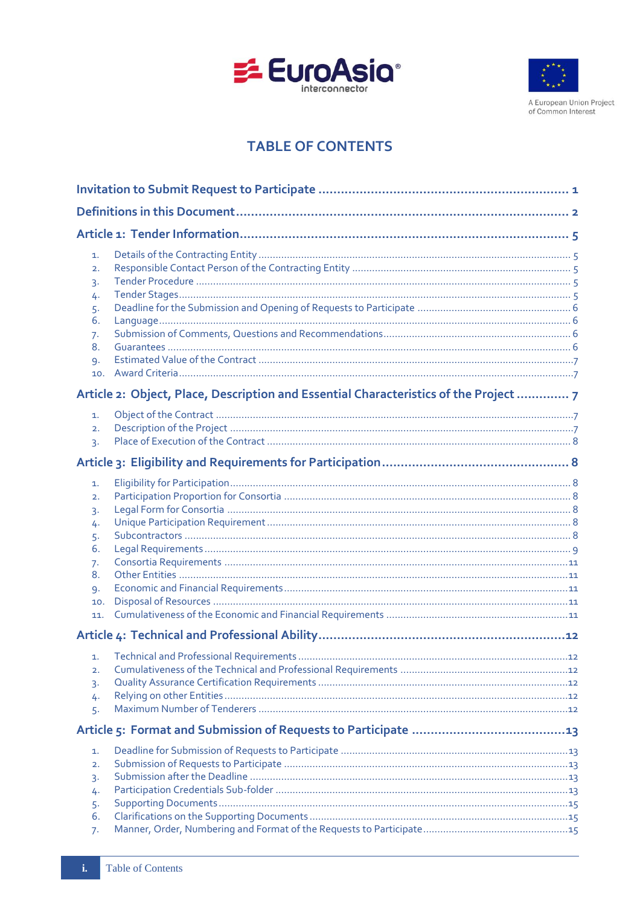# TABLE OF CONTENTS

**Invitation to Submit Request to Participate** ..... 1

**Definitions in this Document** ..... 2

**Article 1: Tender Information** ..... 5

1. Details of the Contracting Entity ..... 5
2. Responsible Contact Person of the Contracting Entity ..... 5
3. Tender Procedure ..... 5
4. Tender Stages ..... 5
5. Deadline for the Submission and Opening of Requests to Participate ..... 6
6. Language ..... 6
7. Submission of Comments, Questions and Recommendations ..... 6
8. Guarantees ..... 6
9. Estimated Value of the Contract ..... 7
10. Award Criteria ..... 7

**Article 2: Object, Place, Description and Essential Characteristics of the Project** ..... 7

1. Object of the Contract ..... 7
2. Description of the Project ..... 7
3. Place of Execution of the Contract ..... 8

**Article 3: Eligibility and Requirements for Participation** ..... 8

1. Eligibility for Participation ..... 8
2. Participation Proportion for Consortia ..... 8
3. Legal Form for Consortia ..... 8
4. Unique Participation Requirement ..... 8
5. Subcontractors ..... 8
6. Legal Requirements ..... 9
7. Consortia Requirements ..... 11
8. Other Entities ..... 11
9. Economic and Financial Requirements ..... 11
10. Disposal of Resources ..... 11
11. Cumulativeness of the Economic and Financial Requirements ..... 11

**Article 4: Technical and Professional Ability** ..... 12

1. Technical and Professional Requirements ..... 12
2. Cumulativeness of the Technical and Professional Requirements ..... 12
3. Quality Assurance Certification Requirements ..... 12
4. Relying on other Entities ..... 12
5. Maximum Number of Tenderers ..... 12

**Article 5: Format and Submission of Requests to Participate** ..... 13

1. Deadline for Submission of Requests to Participate ..... 13
2. Submission of Requests to Participate ..... 13
3. Submission after the Deadline ..... 13
4. Participation Credentials Sub-folder ..... 13
5. Supporting Documents ..... 15
6. Clarifications on the Supporting Documents ..... 15
7. Manner, Order, Numbering and Format of the Requests to Participate ..... 15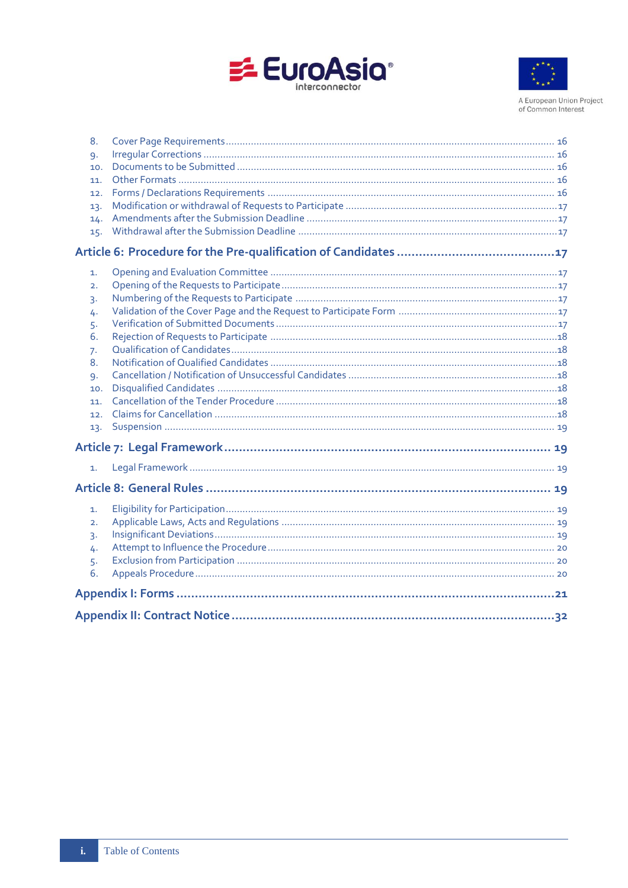8. Cover Page Requirements ........................................................................................ 16
9. Irregular Corrections .............................................................................................. 16
10. Documents to be Submitted ................................................................................... 16
11. Other Formats ....................................................................................................... 16
12. Forms / Declarations Requirements ........................................................................ 16
13. Modification or withdrawal of Requests to Participate ............................................ 17
14. Amendments after the Submission Deadline .......................................................... 17
15. Withdrawal after the Submission Deadline ............................................................. 17

**Article 6: Procedure for the Pre-qualification of Candidates ........................................ 17**

1. Opening and Evaluation Committee ......................................................................... 17
2. Opening of the Requests to Participate ................................................................... 17
3. Numbering of the Requests to Participate ............................................................... 17
4. Validation of the Cover Page and the Request to Participate Form .......................... 17
5. Verification of Submitted Documents ...................................................................... 17
6. Rejection of Requests to Participate ....................................................................... 18
7. Qualification of Candidates ..................................................................................... 18
8. Notification of Qualified Candidates ....................................................................... 18
9. Cancellation / Notification of Unsuccessful Candidates ........................................... 18
10. Disqualified Candidates ......................................................................................... 18
11. Cancellation of the Tender Procedure ..................................................................... 18
12. Claims for Cancellation .......................................................................................... 18
13. Suspension ............................................................................................................ 19

**Article 7: Legal Framework .......................................................................................... 19**

1. Legal Framework ..................................................................................................... 19

**Article 8: General Rules ................................................................................................ 19**

1. Eligibility for Participation ....................................................................................... 19
2. Applicable Laws, Acts and Regulations ................................................................... 19
3. Insignificant Deviations ........................................................................................... 19
4. Attempt to Influence the Procedure ......................................................................... 20
5. Exclusion from Participation ................................................................................... 20
6. Appeals Procedure .................................................................................................. 20

**Appendix I: Forms ........................................................................................................ 21**

**Appendix II: Contract Notice ........................................................................................ 32**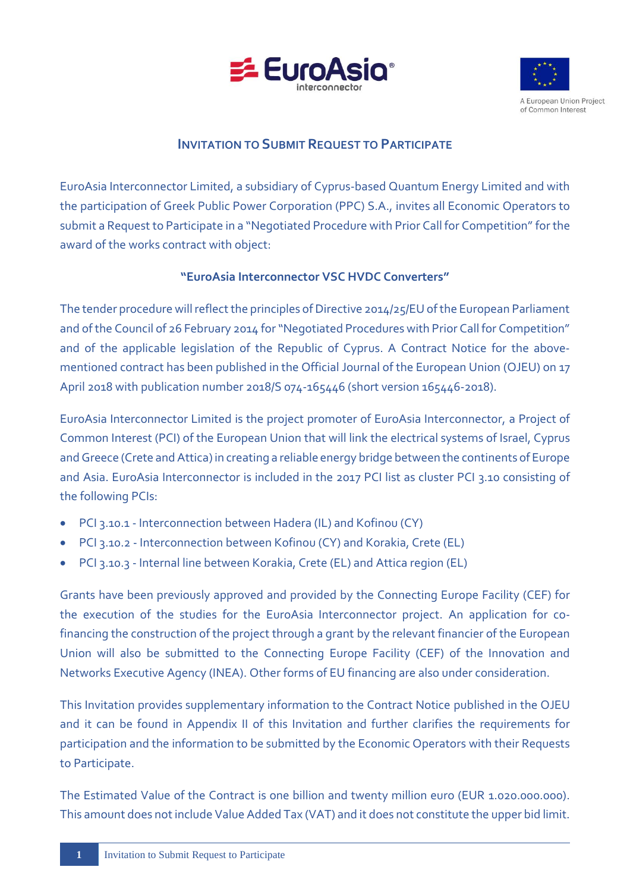# Invitation to Submit Request to Participate

EuroAsia Interconnector Limited, a subsidiary of Cyprus-based Quantum Energy Limited and with the participation of Greek Public Power Corporation (PPC) S.A., invites all Economic Operators to submit a Request to Participate in a "Negotiated Procedure with Prior Call for Competition" for the award of the works contract with object:

**"EuroAsia Interconnector VSC HVDC Converters"**

The tender procedure will reflect the principles of Directive 2014/25/EU of the European Parliament and of the Council of 26 February 2014 for "Negotiated Procedures with Prior Call for Competition" and of the applicable legislation of the Republic of Cyprus. A Contract Notice for the above-mentioned contract has been published in the Official Journal of the European Union (OJEU) on 17 April 2018 with publication number 2018/S 074-165446 (short version 165446-2018).

EuroAsia Interconnector Limited is the project promoter of EuroAsia Interconnector, a Project of Common Interest (PCI) of the European Union that will link the electrical systems of Israel, Cyprus and Greece (Crete and Attica) in creating a reliable energy bridge between the continents of Europe and Asia. EuroAsia Interconnector is included in the 2017 PCI list as cluster PCI 3.10 consisting of the following PCIs:

- PCI 3.10.1 - Interconnection between Hadera (IL) and Kofinou (CY)
- PCI 3.10.2 - Interconnection between Kofinou (CY) and Korakia, Crete (EL)
- PCI 3.10.3 - Internal line between Korakia, Crete (EL) and Attica region (EL)

Grants have been previously approved and provided by the Connecting Europe Facility (CEF) for the execution of the studies for the EuroAsia Interconnector project. An application for co-financing the construction of the project through a grant by the relevant financier of the European Union will also be submitted to the Connecting Europe Facility (CEF) of the Innovation and Networks Executive Agency (INEA). Other forms of EU financing are also under consideration.

This Invitation provides supplementary information to the Contract Notice published in the OJEU and it can be found in Appendix II of this Invitation and further clarifies the requirements for participation and the information to be submitted by the Economic Operators with their Requests to Participate.

The Estimated Value of the Contract is one billion and twenty million euro (EUR 1.020.000.000). This amount does not include Value Added Tax (VAT) and it does not constitute the upper bid limit.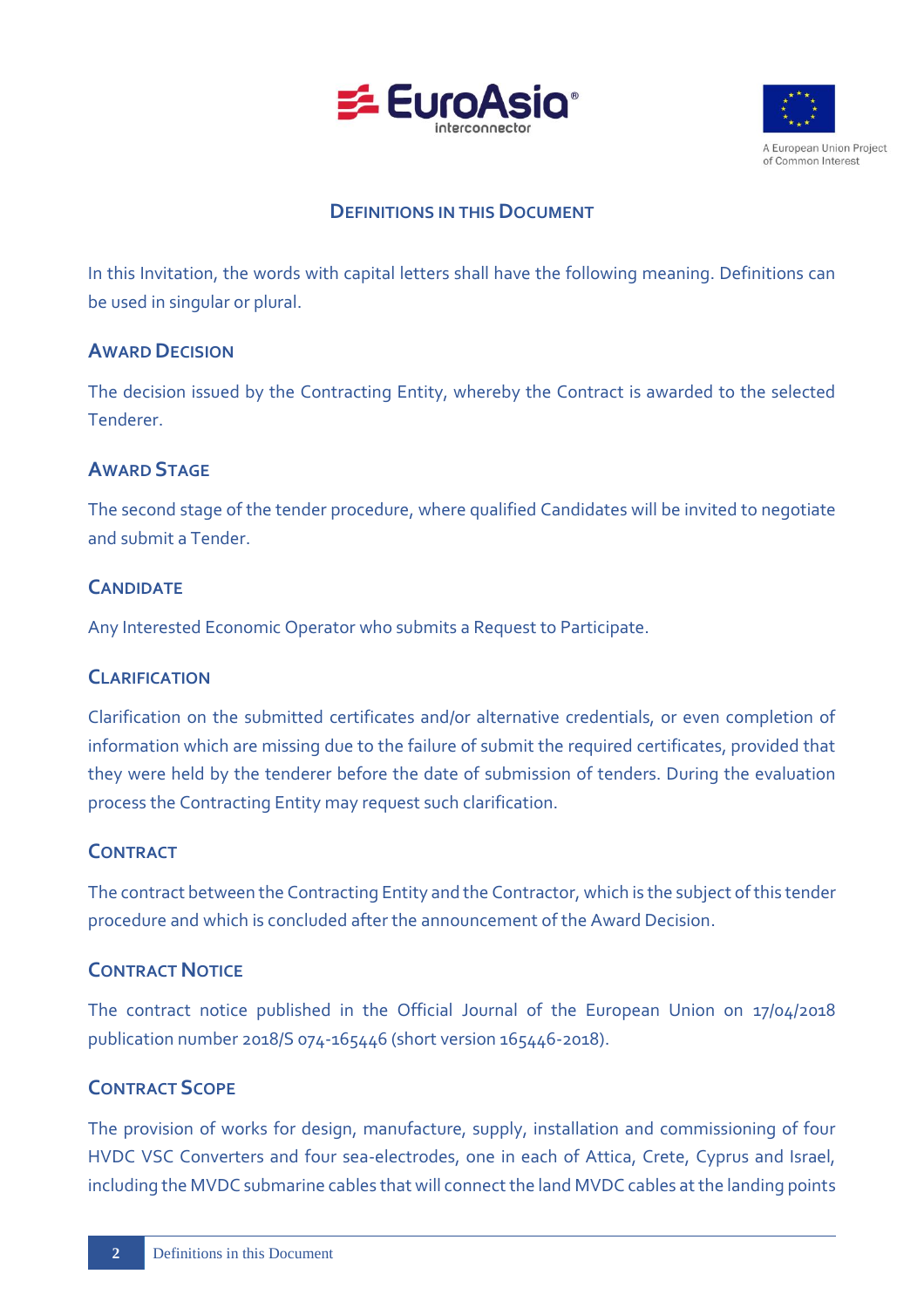## Definitions in this Document

In this Invitation, the words with capital letters shall have the following meaning. Definitions can be used in singular or plural.

### Award Decision

The decision issued by the Contracting Entity, whereby the Contract is awarded to the selected Tenderer.

### Award Stage

The second stage of the tender procedure, where qualified Candidates will be invited to negotiate and submit a Tender.

### Candidate

Any Interested Economic Operator who submits a Request to Participate.

### Clarification

Clarification on the submitted certificates and/or alternative credentials, or even completion of information which are missing due to the failure of submit the required certificates, provided that they were held by the tenderer before the date of submission of tenders. During the evaluation process the Contracting Entity may request such clarification.

### Contract

The contract between the Contracting Entity and the Contractor, which is the subject of this tender procedure and which is concluded after the announcement of the Award Decision.

### Contract Notice

The contract notice published in the Official Journal of the European Union on 17/04/2018 publication number 2018/S 074-165446 (short version 165446-2018).

### Contract Scope

The provision of works for design, manufacture, supply, installation and commissioning of four HVDC VSC Converters and four sea-electrodes, one in each of Attica, Crete, Cyprus and Israel, including the MVDC submarine cables that will connect the land MVDC cables at the landing points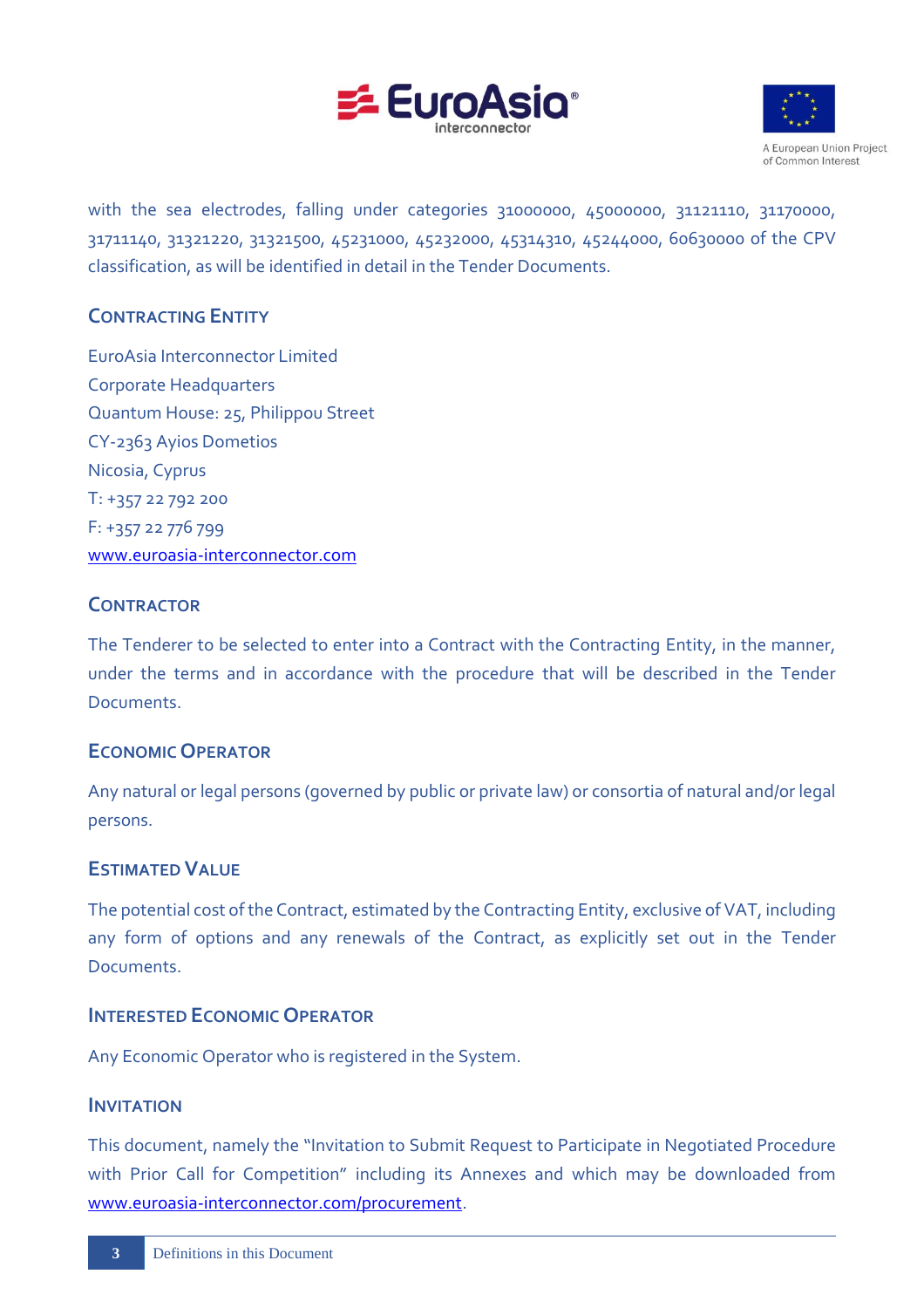with the sea electrodes, falling under categories 31000000, 45000000, 31121110, 31170000, 31711140, 31321220, 31321500, 45231000, 45232000, 45314310, 45244000, 60630000 of the CPV classification, as will be identified in detail in the Tender Documents.

### Contracting Entity

EuroAsia Interconnector Limited
Corporate Headquarters
Quantum House: 25, Philippou Street
CY-2363 Ayios Dometios
Nicosia, Cyprus
T: +357 22 792 200
F: +357 22 776 799
www.euroasia-interconnector.com

### Contractor

The Tenderer to be selected to enter into a Contract with the Contracting Entity, in the manner, under the terms and in accordance with the procedure that will be described in the Tender Documents.

### Economic Operator

Any natural or legal persons (governed by public or private law) or consortia of natural and/or legal persons.

### Estimated Value

The potential cost of the Contract, estimated by the Contracting Entity, exclusive of VAT, including any form of options and any renewals of the Contract, as explicitly set out in the Tender Documents.

### Interested Economic Operator

Any Economic Operator who is registered in the System.

### Invitation

This document, namely the "Invitation to Submit Request to Participate in Negotiated Procedure with Prior Call for Competition" including its Annexes and which may be downloaded from www.euroasia-interconnector.com/procurement.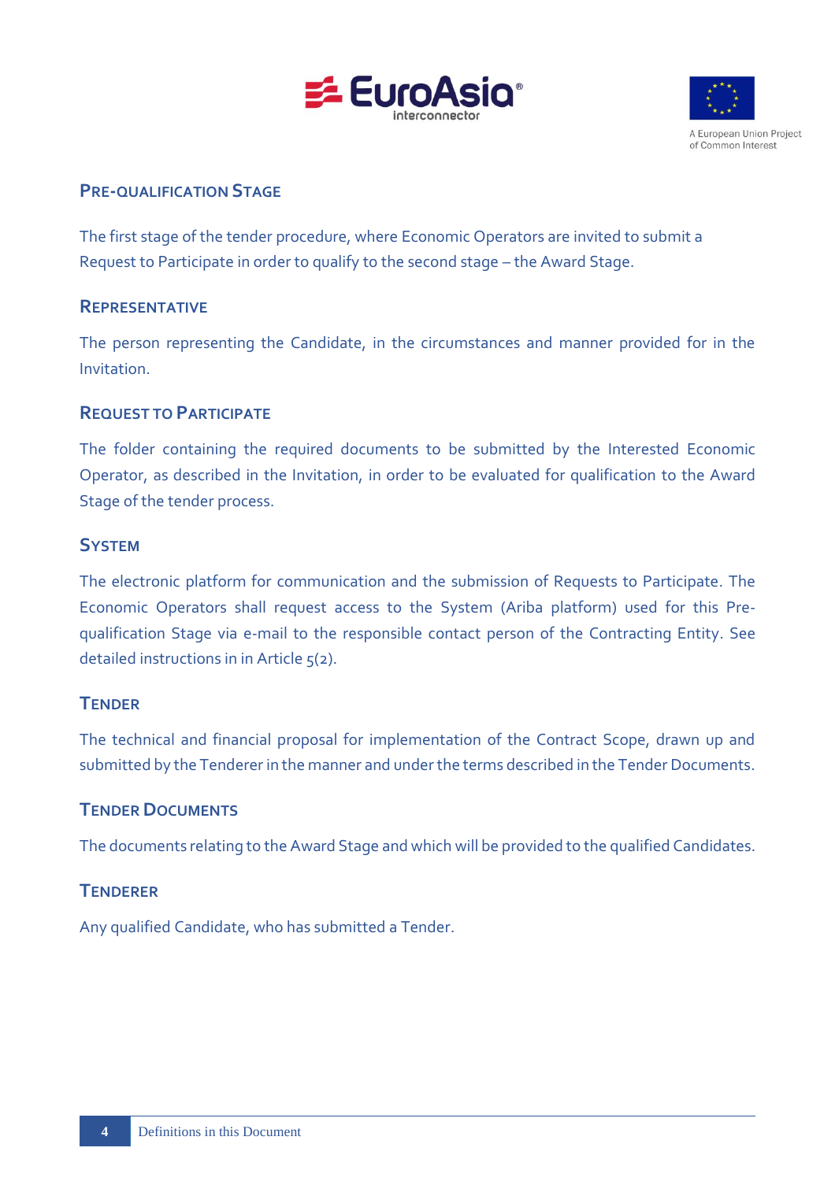### Pre-qualification Stage

The first stage of the tender procedure, where Economic Operators are invited to submit a Request to Participate in order to qualify to the second stage – the Award Stage.

### Representative

The person representing the Candidate, in the circumstances and manner provided for in the Invitation.

### Request to Participate

The folder containing the required documents to be submitted by the Interested Economic Operator, as described in the Invitation, in order to be evaluated for qualification to the Award Stage of the tender process.

### System

The electronic platform for communication and the submission of Requests to Participate. The Economic Operators shall request access to the System (Ariba platform) used for this Pre-qualification Stage via e-mail to the responsible contact person of the Contracting Entity. See detailed instructions in in Article 5(2).

### Tender

The technical and financial proposal for implementation of the Contract Scope, drawn up and submitted by the Tenderer in the manner and under the terms described in the Tender Documents.

### Tender Documents

The documents relating to the Award Stage and which will be provided to the qualified Candidates.

### Tenderer

Any qualified Candidate, who has submitted a Tender.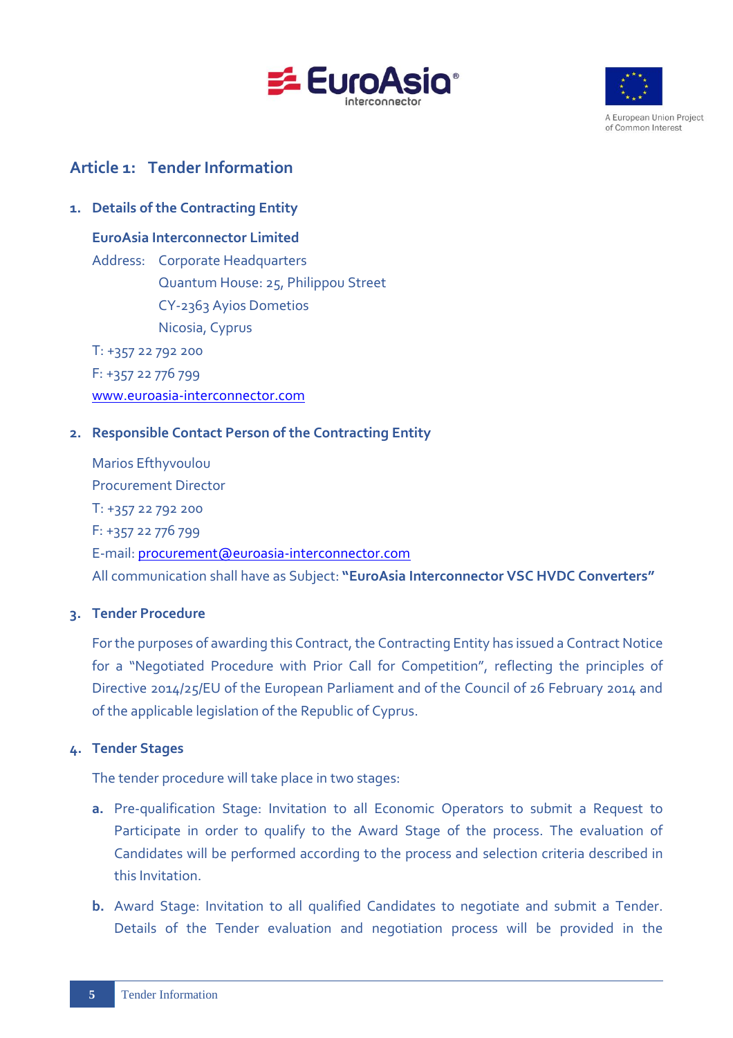## Article 1: Tender Information

### 1. Details of the Contracting Entity

**EuroAsia Interconnector Limited**

Address: Corporate Headquarters
Quantum House: 25, Philippou Street
CY-2363 Ayios Dometios
Nicosia, Cyprus

T: +357 22 792 200

F: +357 22 776 799

www.euroasia-interconnector.com

### 2. Responsible Contact Person of the Contracting Entity

Marios Efthyvoulou

Procurement Director

T: +357 22 792 200

F: +357 22 776 799

E-mail: procurement@euroasia-interconnector.com

All communication shall have as Subject: **"EuroAsia Interconnector VSC HVDC Converters"**

### 3. Tender Procedure

For the purposes of awarding this Contract, the Contracting Entity has issued a Contract Notice for a "Negotiated Procedure with Prior Call for Competition", reflecting the principles of Directive 2014/25/EU of the European Parliament and of the Council of 26 February 2014 and of the applicable legislation of the Republic of Cyprus.

### 4. Tender Stages

The tender procedure will take place in two stages:

**a.** Pre-qualification Stage: Invitation to all Economic Operators to submit a Request to Participate in order to qualify to the Award Stage of the process. The evaluation of Candidates will be performed according to the process and selection criteria described in this Invitation.

**b.** Award Stage: Invitation to all qualified Candidates to negotiate and submit a Tender. Details of the Tender evaluation and negotiation process will be provided in the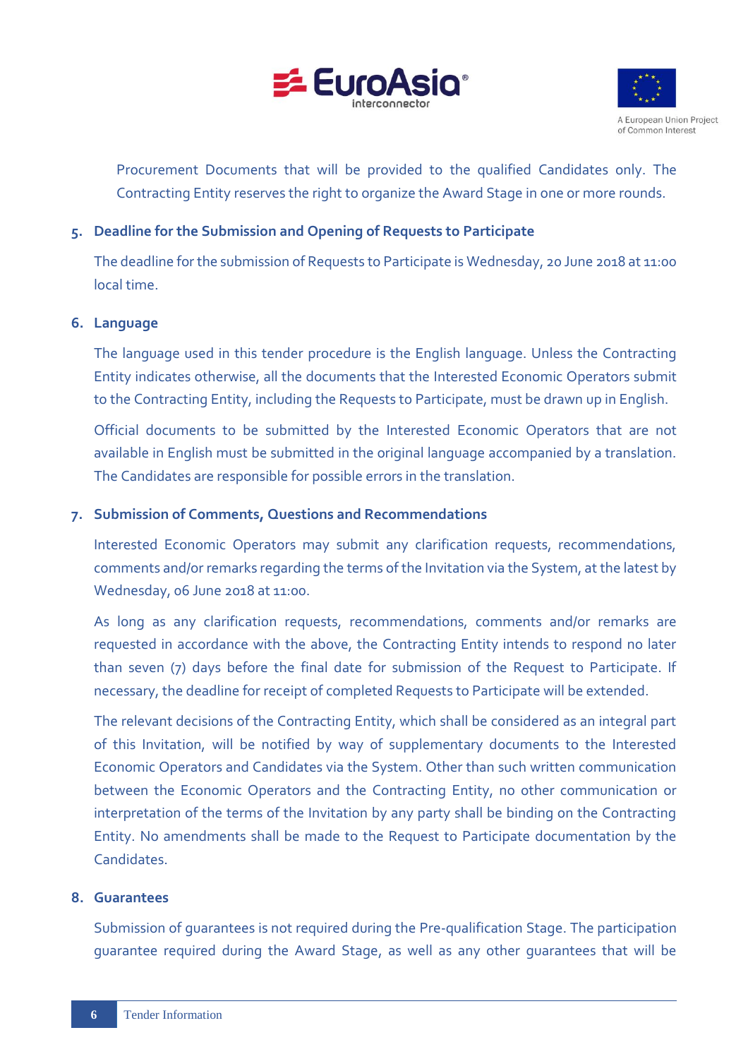Procurement Documents that will be provided to the qualified Candidates only. The Contracting Entity reserves the right to organize the Award Stage in one or more rounds.

## 5. Deadline for the Submission and Opening of Requests to Participate

The deadline for the submission of Requests to Participate is Wednesday, 20 June 2018 at 11:00 local time.

## 6. Language

The language used in this tender procedure is the English language. Unless the Contracting Entity indicates otherwise, all the documents that the Interested Economic Operators submit to the Contracting Entity, including the Requests to Participate, must be drawn up in English.

Official documents to be submitted by the Interested Economic Operators that are not available in English must be submitted in the original language accompanied by a translation. The Candidates are responsible for possible errors in the translation.

## 7. Submission of Comments, Questions and Recommendations

Interested Economic Operators may submit any clarification requests, recommendations, comments and/or remarks regarding the terms of the Invitation via the System, at the latest by Wednesday, 06 June 2018 at 11:00.

As long as any clarification requests, recommendations, comments and/or remarks are requested in accordance with the above, the Contracting Entity intends to respond no later than seven (7) days before the final date for submission of the Request to Participate. If necessary, the deadline for receipt of completed Requests to Participate will be extended.

The relevant decisions of the Contracting Entity, which shall be considered as an integral part of this Invitation, will be notified by way of supplementary documents to the Interested Economic Operators and Candidates via the System. Other than such written communication between the Economic Operators and the Contracting Entity, no other communication or interpretation of the terms of the Invitation by any party shall be binding on the Contracting Entity. No amendments shall be made to the Request to Participate documentation by the Candidates.

## 8. Guarantees

Submission of guarantees is not required during the Pre-qualification Stage. The participation guarantee required during the Award Stage, as well as any other guarantees that will be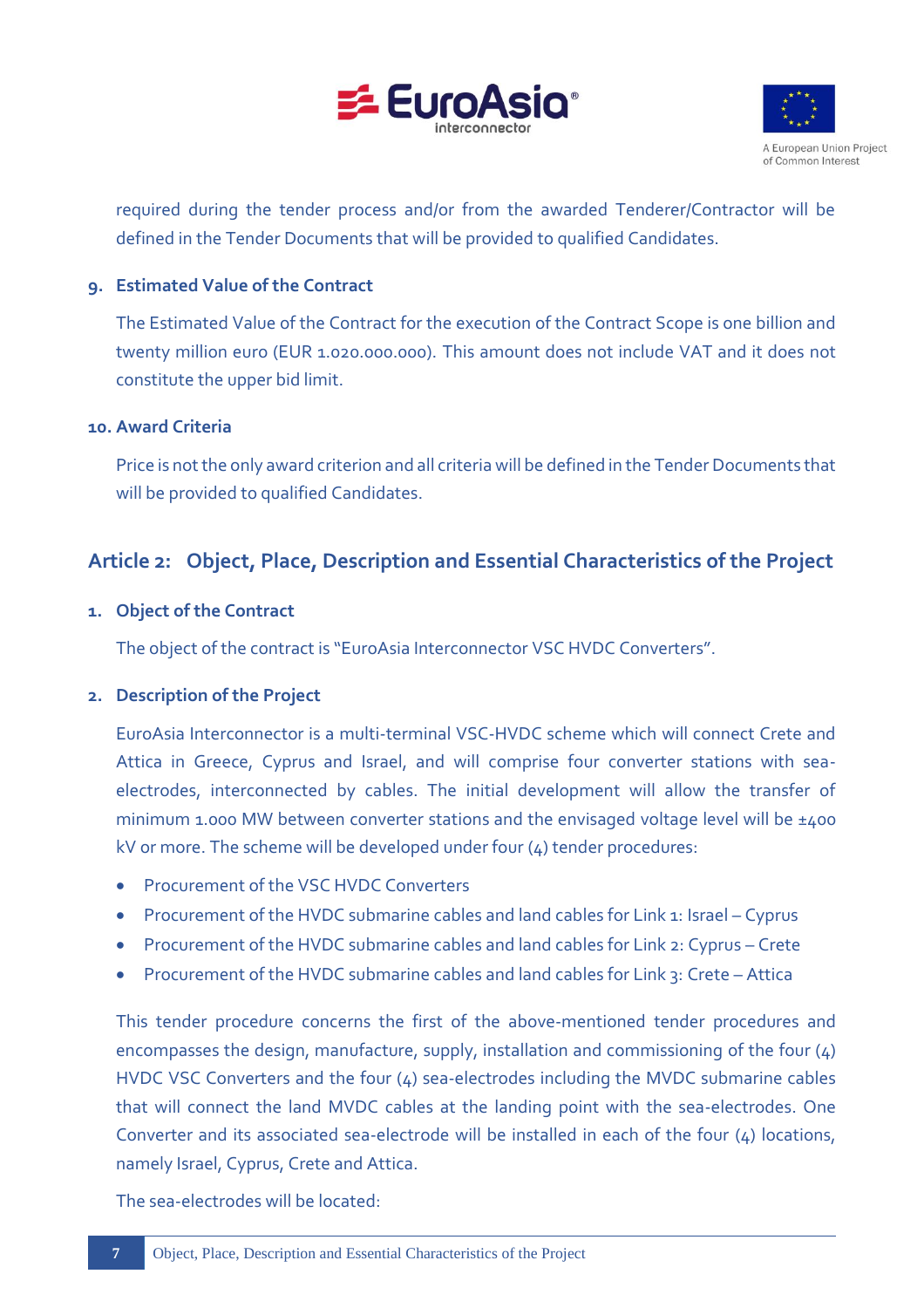required during the tender process and/or from the awarded Tenderer/Contractor will be defined in the Tender Documents that will be provided to qualified Candidates.

### 9. Estimated Value of the Contract

The Estimated Value of the Contract for the execution of the Contract Scope is one billion and twenty million euro (EUR 1.020.000.000). This amount does not include VAT and it does not constitute the upper bid limit.

### 10. Award Criteria

Price is not the only award criterion and all criteria will be defined in the Tender Documents that will be provided to qualified Candidates.

## Article 2: Object, Place, Description and Essential Characteristics of the Project

### 1. Object of the Contract

The object of the contract is "EuroAsia Interconnector VSC HVDC Converters".

### 2. Description of the Project

EuroAsia Interconnector is a multi-terminal VSC-HVDC scheme which will connect Crete and Attica in Greece, Cyprus and Israel, and will comprise four converter stations with sea-electrodes, interconnected by cables. The initial development will allow the transfer of minimum 1.000 MW between converter stations and the envisaged voltage level will be ±400 kV or more. The scheme will be developed under four (4) tender procedures:

- Procurement of the VSC HVDC Converters
- Procurement of the HVDC submarine cables and land cables for Link 1: Israel – Cyprus
- Procurement of the HVDC submarine cables and land cables for Link 2: Cyprus – Crete
- Procurement of the HVDC submarine cables and land cables for Link 3: Crete – Attica

This tender procedure concerns the first of the above-mentioned tender procedures and encompasses the design, manufacture, supply, installation and commissioning of the four (4) HVDC VSC Converters and the four (4) sea-electrodes including the MVDC submarine cables that will connect the land MVDC cables at the landing point with the sea-electrodes. One Converter and its associated sea-electrode will be installed in each of the four (4) locations, namely Israel, Cyprus, Crete and Attica.

The sea-electrodes will be located: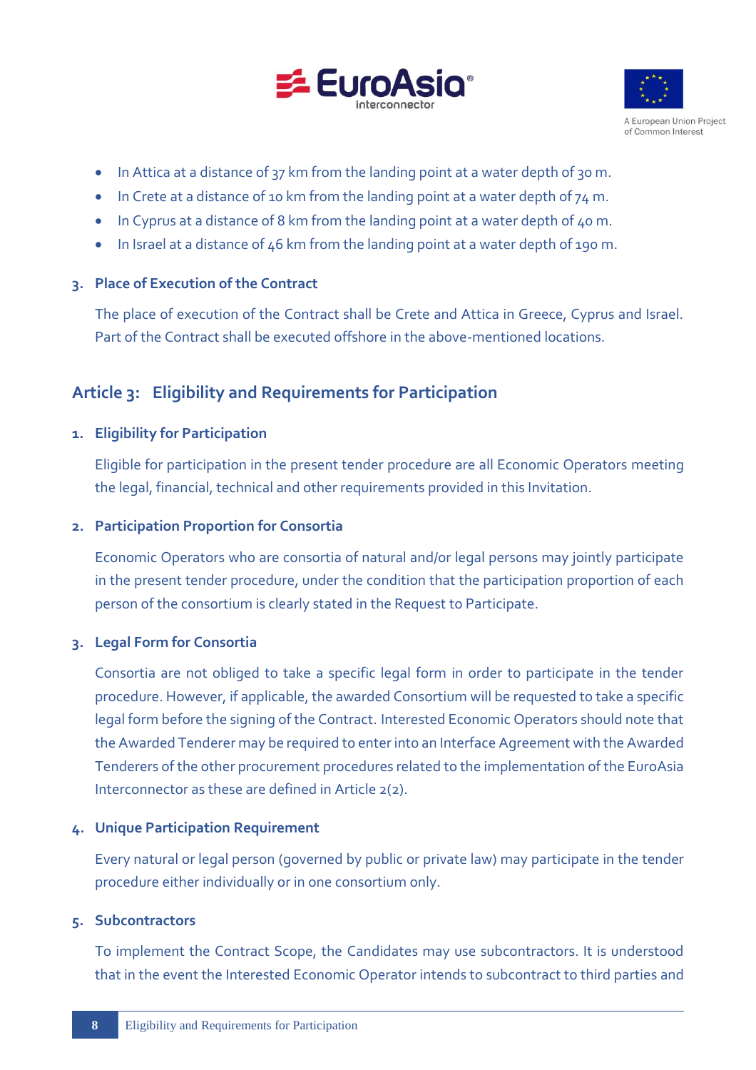- In Attica at a distance of 37 km from the landing point at a water depth of 30 m.
- In Crete at a distance of 10 km from the landing point at a water depth of 74 m.
- In Cyprus at a distance of 8 km from the landing point at a water depth of 40 m.
- In Israel at a distance of 46 km from the landing point at a water depth of 190 m.

### 3. Place of Execution of the Contract

The place of execution of the Contract shall be Crete and Attica in Greece, Cyprus and Israel. Part of the Contract shall be executed offshore in the above-mentioned locations.

## Article 3: Eligibility and Requirements for Participation

### 1. Eligibility for Participation

Eligible for participation in the present tender procedure are all Economic Operators meeting the legal, financial, technical and other requirements provided in this Invitation.

### 2. Participation Proportion for Consortia

Economic Operators who are consortia of natural and/or legal persons may jointly participate in the present tender procedure, under the condition that the participation proportion of each person of the consortium is clearly stated in the Request to Participate.

### 3. Legal Form for Consortia

Consortia are not obliged to take a specific legal form in order to participate in the tender procedure. However, if applicable, the awarded Consortium will be requested to take a specific legal form before the signing of the Contract. Interested Economic Operators should note that the Awarded Tenderer may be required to enter into an Interface Agreement with the Awarded Tenderers of the other procurement procedures related to the implementation of the EuroAsia Interconnector as these are defined in Article 2(2).

### 4. Unique Participation Requirement

Every natural or legal person (governed by public or private law) may participate in the tender procedure either individually or in one consortium only.

### 5. Subcontractors

To implement the Contract Scope, the Candidates may use subcontractors. It is understood that in the event the Interested Economic Operator intends to subcontract to third parties and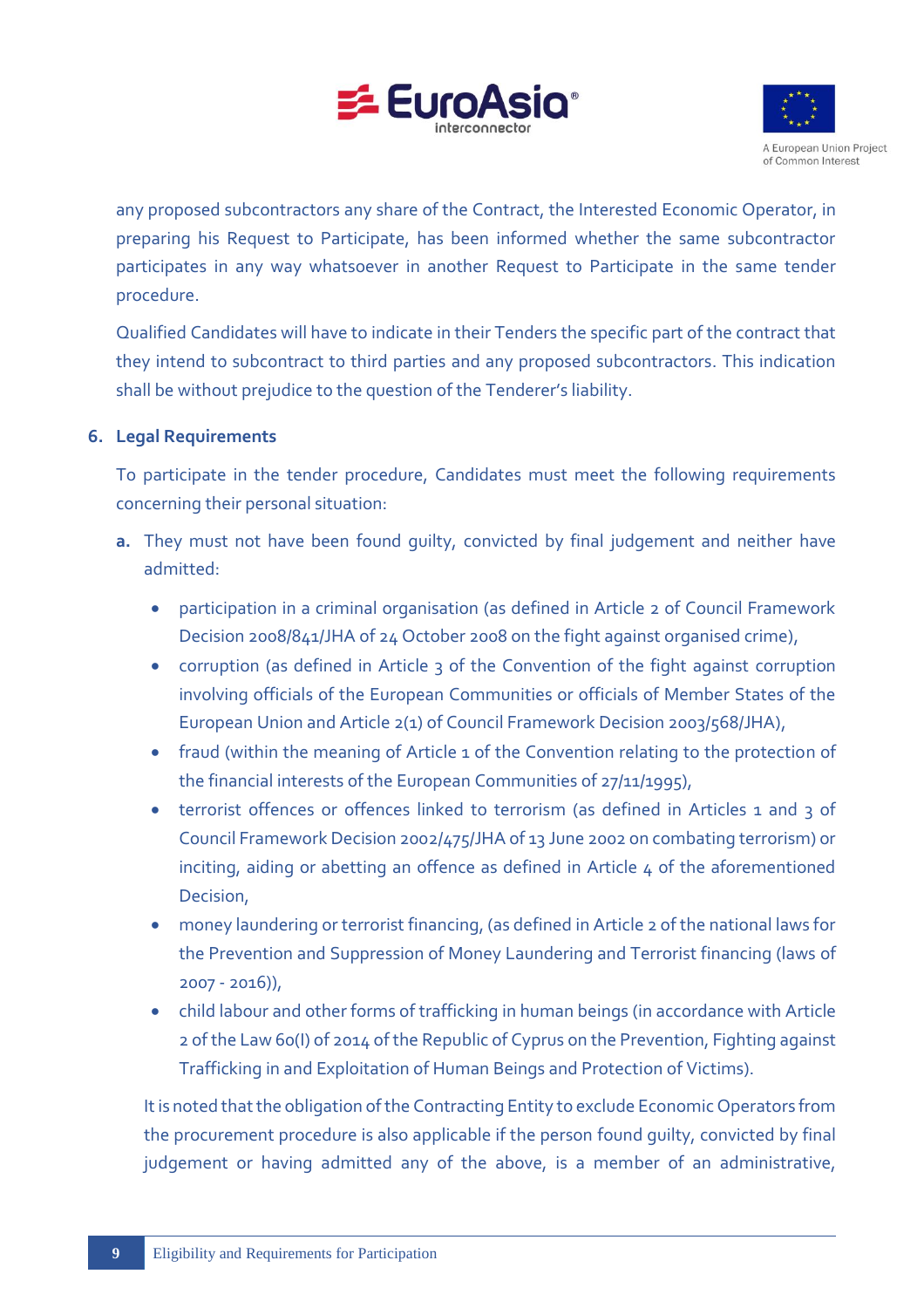any proposed subcontractors any share of the Contract, the Interested Economic Operator, in preparing his Request to Participate, has been informed whether the same subcontractor participates in any way whatsoever in another Request to Participate in the same tender procedure.

Qualified Candidates will have to indicate in their Tenders the specific part of the contract that they intend to subcontract to third parties and any proposed subcontractors. This indication shall be without prejudice to the question of the Tenderer's liability.

## 6. Legal Requirements

To participate in the tender procedure, Candidates must meet the following requirements concerning their personal situation:

**a.** They must not have been found guilty, convicted by final judgement and neither have admitted:

- participation in a criminal organisation (as defined in Article 2 of Council Framework Decision 2008/841/JHA of 24 October 2008 on the fight against organised crime),
- corruption (as defined in Article 3 of the Convention of the fight against corruption involving officials of the European Communities or officials of Member States of the European Union and Article 2(1) of Council Framework Decision 2003/568/JHA),
- fraud (within the meaning of Article 1 of the Convention relating to the protection of the financial interests of the European Communities of 27/11/1995),
- terrorist offences or offences linked to terrorism (as defined in Articles 1 and 3 of Council Framework Decision 2002/475/JHA of 13 June 2002 on combating terrorism) or inciting, aiding or abetting an offence as defined in Article 4 of the aforementioned Decision,
- money laundering or terrorist financing, (as defined in Article 2 of the national laws for the Prevention and Suppression of Money Laundering and Terrorist financing (laws of 2007 - 2016)),
- child labour and other forms of trafficking in human beings (in accordance with Article 2 of the Law 60(I) of 2014 of the Republic of Cyprus on the Prevention, Fighting against Trafficking in and Exploitation of Human Beings and Protection of Victims).

It is noted that the obligation of the Contracting Entity to exclude Economic Operators from the procurement procedure is also applicable if the person found guilty, convicted by final judgement or having admitted any of the above, is a member of an administrative,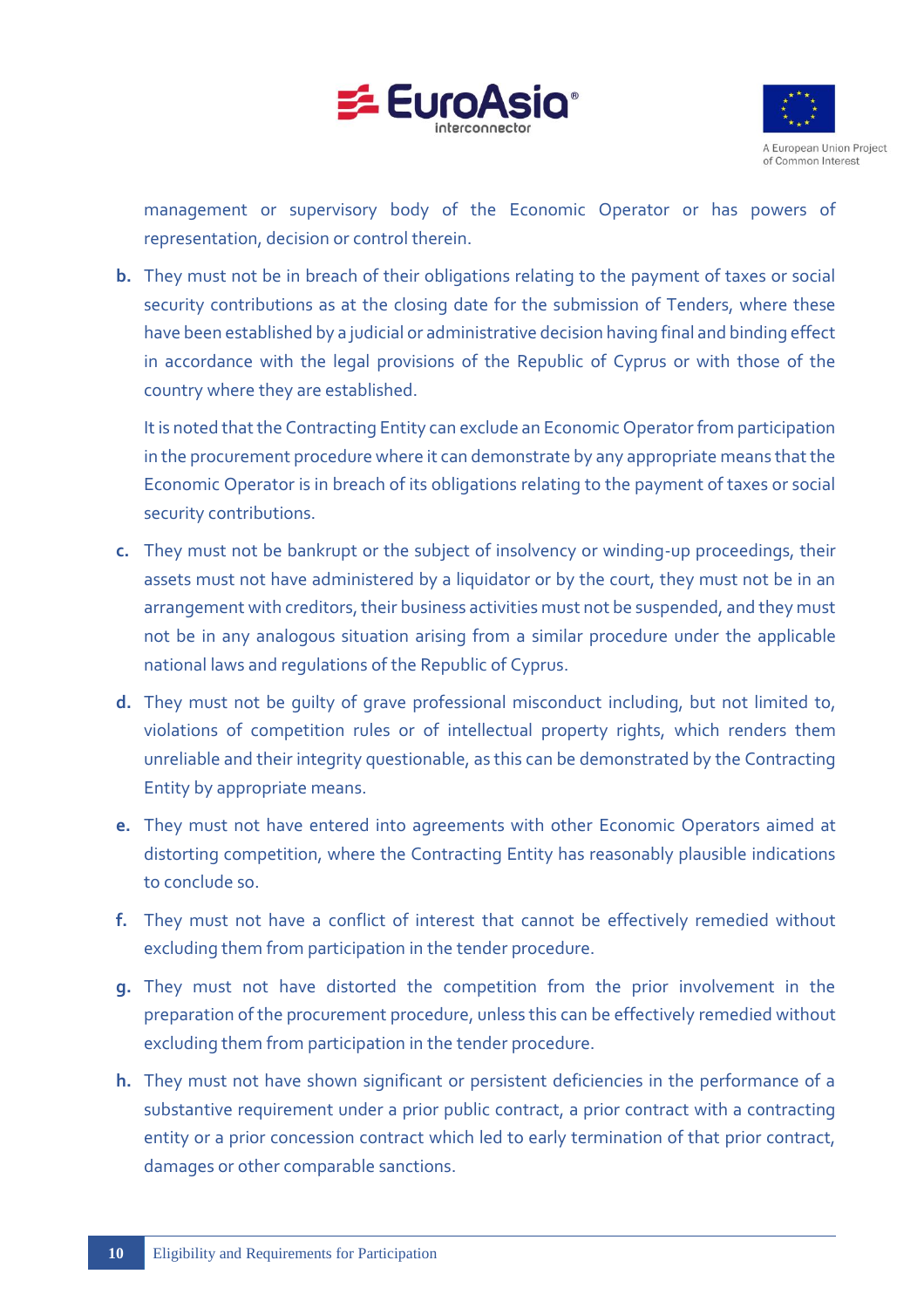management or supervisory body of the Economic Operator or has powers of representation, decision or control therein.

**b.** They must not be in breach of their obligations relating to the payment of taxes or social security contributions as at the closing date for the submission of Tenders, where these have been established by a judicial or administrative decision having final and binding effect in accordance with the legal provisions of the Republic of Cyprus or with those of the country where they are established.

It is noted that the Contracting Entity can exclude an Economic Operator from participation in the procurement procedure where it can demonstrate by any appropriate means that the Economic Operator is in breach of its obligations relating to the payment of taxes or social security contributions.

**c.** They must not be bankrupt or the subject of insolvency or winding-up proceedings, their assets must not have administered by a liquidator or by the court, they must not be in an arrangement with creditors, their business activities must not be suspended, and they must not be in any analogous situation arising from a similar procedure under the applicable national laws and regulations of the Republic of Cyprus.

**d.** They must not be guilty of grave professional misconduct including, but not limited to, violations of competition rules or of intellectual property rights, which renders them unreliable and their integrity questionable, as this can be demonstrated by the Contracting Entity by appropriate means.

**e.** They must not have entered into agreements with other Economic Operators aimed at distorting competition, where the Contracting Entity has reasonably plausible indications to conclude so.

**f.** They must not have a conflict of interest that cannot be effectively remedied without excluding them from participation in the tender procedure.

**g.** They must not have distorted the competition from the prior involvement in the preparation of the procurement procedure, unless this can be effectively remedied without excluding them from participation in the tender procedure.

**h.** They must not have shown significant or persistent deficiencies in the performance of a substantive requirement under a prior public contract, a prior contract with a contracting entity or a prior concession contract which led to early termination of that prior contract, damages or other comparable sanctions.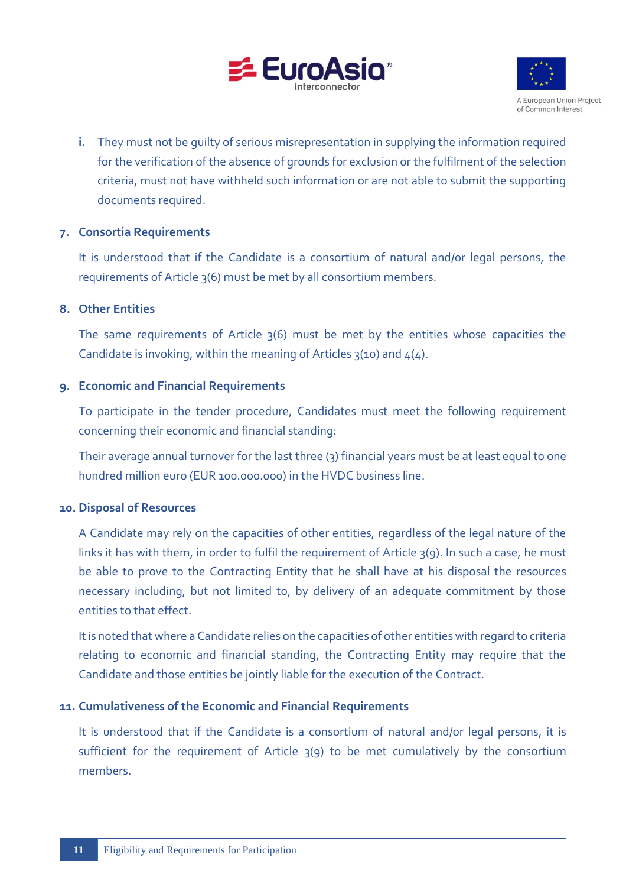i. They must not be guilty of serious misrepresentation in supplying the information required for the verification of the absence of grounds for exclusion or the fulfilment of the selection criteria, must not have withheld such information or are not able to submit the supporting documents required.

## 7. Consortia Requirements

It is understood that if the Candidate is a consortium of natural and/or legal persons, the requirements of Article 3(6) must be met by all consortium members.

## 8. Other Entities

The same requirements of Article 3(6) must be met by the entities whose capacities the Candidate is invoking, within the meaning of Articles 3(10) and 4(4).

## 9. Economic and Financial Requirements

To participate in the tender procedure, Candidates must meet the following requirement concerning their economic and financial standing:

Their average annual turnover for the last three (3) financial years must be at least equal to one hundred million euro (EUR 100.000.000) in the HVDC business line.

## 10. Disposal of Resources

A Candidate may rely on the capacities of other entities, regardless of the legal nature of the links it has with them, in order to fulfil the requirement of Article 3(9). In such a case, he must be able to prove to the Contracting Entity that he shall have at his disposal the resources necessary including, but not limited to, by delivery of an adequate commitment by those entities to that effect.

It is noted that where a Candidate relies on the capacities of other entities with regard to criteria relating to economic and financial standing, the Contracting Entity may require that the Candidate and those entities be jointly liable for the execution of the Contract.

## 11. Cumulativeness of the Economic and Financial Requirements

It is understood that if the Candidate is a consortium of natural and/or legal persons, it is sufficient for the requirement of Article 3(9) to be met cumulatively by the consortium members.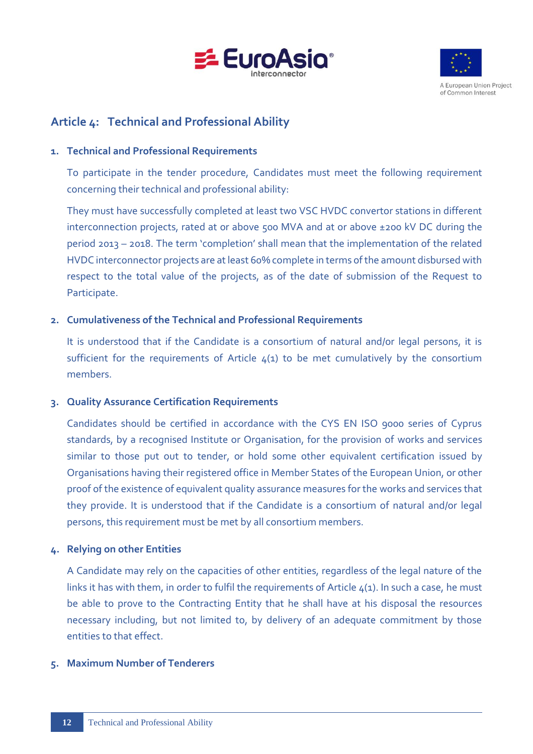## Article 4: Technical and Professional Ability

### 1. Technical and Professional Requirements

To participate in the tender procedure, Candidates must meet the following requirement concerning their technical and professional ability:

They must have successfully completed at least two VSC HVDC convertor stations in different interconnection projects, rated at or above 500 MVA and at or above ±200 kV DC during the period 2013 – 2018. The term 'completion' shall mean that the implementation of the related HVDC interconnector projects are at least 60% complete in terms of the amount disbursed with respect to the total value of the projects, as of the date of submission of the Request to Participate.

### 2. Cumulativeness of the Technical and Professional Requirements

It is understood that if the Candidate is a consortium of natural and/or legal persons, it is sufficient for the requirements of Article 4(1) to be met cumulatively by the consortium members.

### 3. Quality Assurance Certification Requirements

Candidates should be certified in accordance with the CYS EN ISO 9000 series of Cyprus standards, by a recognised Institute or Organisation, for the provision of works and services similar to those put out to tender, or hold some other equivalent certification issued by Organisations having their registered office in Member States of the European Union, or other proof of the existence of equivalent quality assurance measures for the works and services that they provide. It is understood that if the Candidate is a consortium of natural and/or legal persons, this requirement must be met by all consortium members.

### 4. Relying on other Entities

A Candidate may rely on the capacities of other entities, regardless of the legal nature of the links it has with them, in order to fulfil the requirements of Article 4(1). In such a case, he must be able to prove to the Contracting Entity that he shall have at his disposal the resources necessary including, but not limited to, by delivery of an adequate commitment by those entities to that effect.

### 5. Maximum Number of Tenderers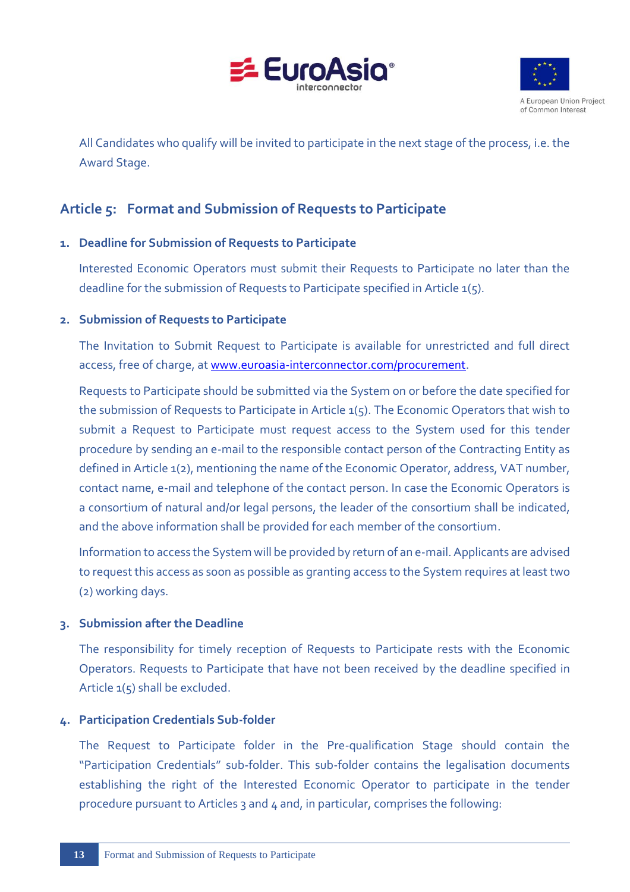All Candidates who qualify will be invited to participate in the next stage of the process, i.e. the Award Stage.

## Article 5: Format and Submission of Requests to Participate

### 1. Deadline for Submission of Requests to Participate

Interested Economic Operators must submit their Requests to Participate no later than the deadline for the submission of Requests to Participate specified in Article 1(5).

### 2. Submission of Requests to Participate

The Invitation to Submit Request to Participate is available for unrestricted and full direct access, free of charge, at www.euroasia-interconnector.com/procurement.

Requests to Participate should be submitted via the System on or before the date specified for the submission of Requests to Participate in Article 1(5). The Economic Operators that wish to submit a Request to Participate must request access to the System used for this tender procedure by sending an e-mail to the responsible contact person of the Contracting Entity as defined in Article 1(2), mentioning the name of the Economic Operator, address, VAT number, contact name, e-mail and telephone of the contact person. In case the Economic Operators is a consortium of natural and/or legal persons, the leader of the consortium shall be indicated, and the above information shall be provided for each member of the consortium.

Information to access the System will be provided by return of an e-mail. Applicants are advised to request this access as soon as possible as granting access to the System requires at least two (2) working days.

### 3. Submission after the Deadline

The responsibility for timely reception of Requests to Participate rests with the Economic Operators. Requests to Participate that have not been received by the deadline specified in Article 1(5) shall be excluded.

### 4. Participation Credentials Sub-folder

The Request to Participate folder in the Pre-qualification Stage should contain the "Participation Credentials" sub-folder. This sub-folder contains the legalisation documents establishing the right of the Interested Economic Operator to participate in the tender procedure pursuant to Articles 3 and 4 and, in particular, comprises the following: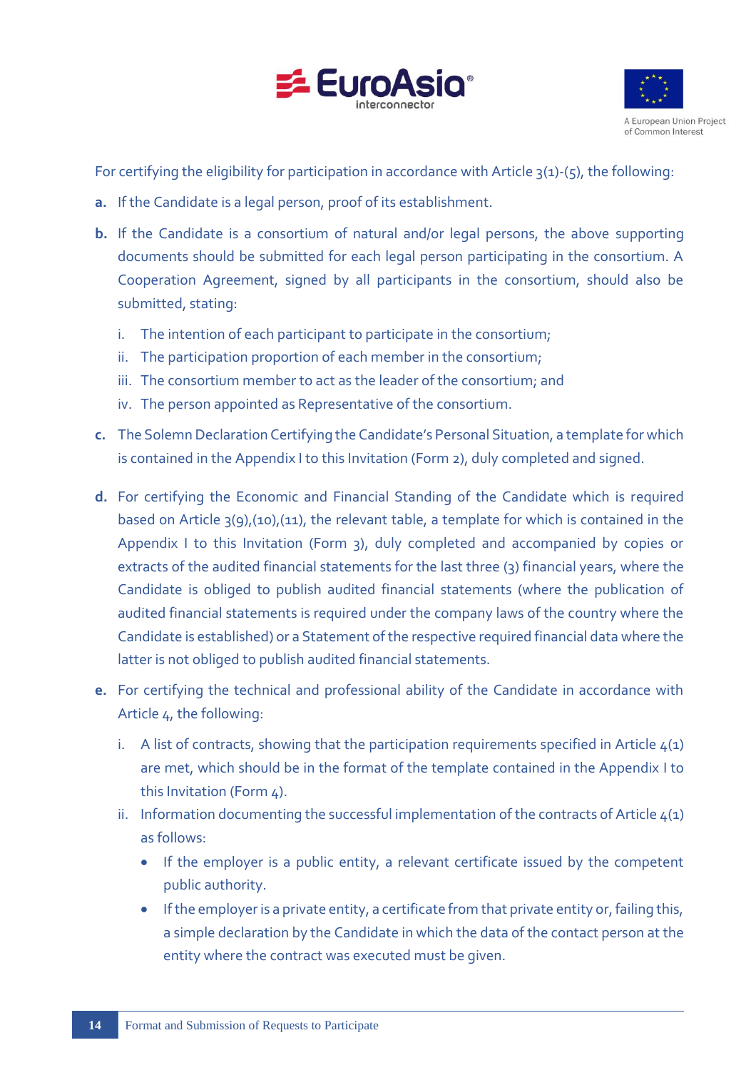For certifying the eligibility for participation in accordance with Article 3(1)-(5), the following:

**a.** If the Candidate is a legal person, proof of its establishment.

**b.** If the Candidate is a consortium of natural and/or legal persons, the above supporting documents should be submitted for each legal person participating in the consortium. A Cooperation Agreement, signed by all participants in the consortium, should also be submitted, stating:

   i. The intention of each participant to participate in the consortium;
   ii. The participation proportion of each member in the consortium;
   iii. The consortium member to act as the leader of the consortium; and
   iv. The person appointed as Representative of the consortium.

**c.** The Solemn Declaration Certifying the Candidate's Personal Situation, a template for which is contained in the Appendix I to this Invitation (Form 2), duly completed and signed.

**d.** For certifying the Economic and Financial Standing of the Candidate which is required based on Article 3(9),(10),(11), the relevant table, a template for which is contained in the Appendix I to this Invitation (Form 3), duly completed and accompanied by copies or extracts of the audited financial statements for the last three (3) financial years, where the Candidate is obliged to publish audited financial statements (where the publication of audited financial statements is required under the company laws of the country where the Candidate is established) or a Statement of the respective required financial data where the latter is not obliged to publish audited financial statements.

**e.** For certifying the technical and professional ability of the Candidate in accordance with Article 4, the following:

   i. A list of contracts, showing that the participation requirements specified in Article 4(1) are met, which should be in the format of the template contained in the Appendix I to this Invitation (Form 4).
   ii. Information documenting the successful implementation of the contracts of Article 4(1) as follows:
      - If the employer is a public entity, a relevant certificate issued by the competent public authority.
      - If the employer is a private entity, a certificate from that private entity or, failing this, a simple declaration by the Candidate in which the data of the contact person at the entity where the contract was executed must be given.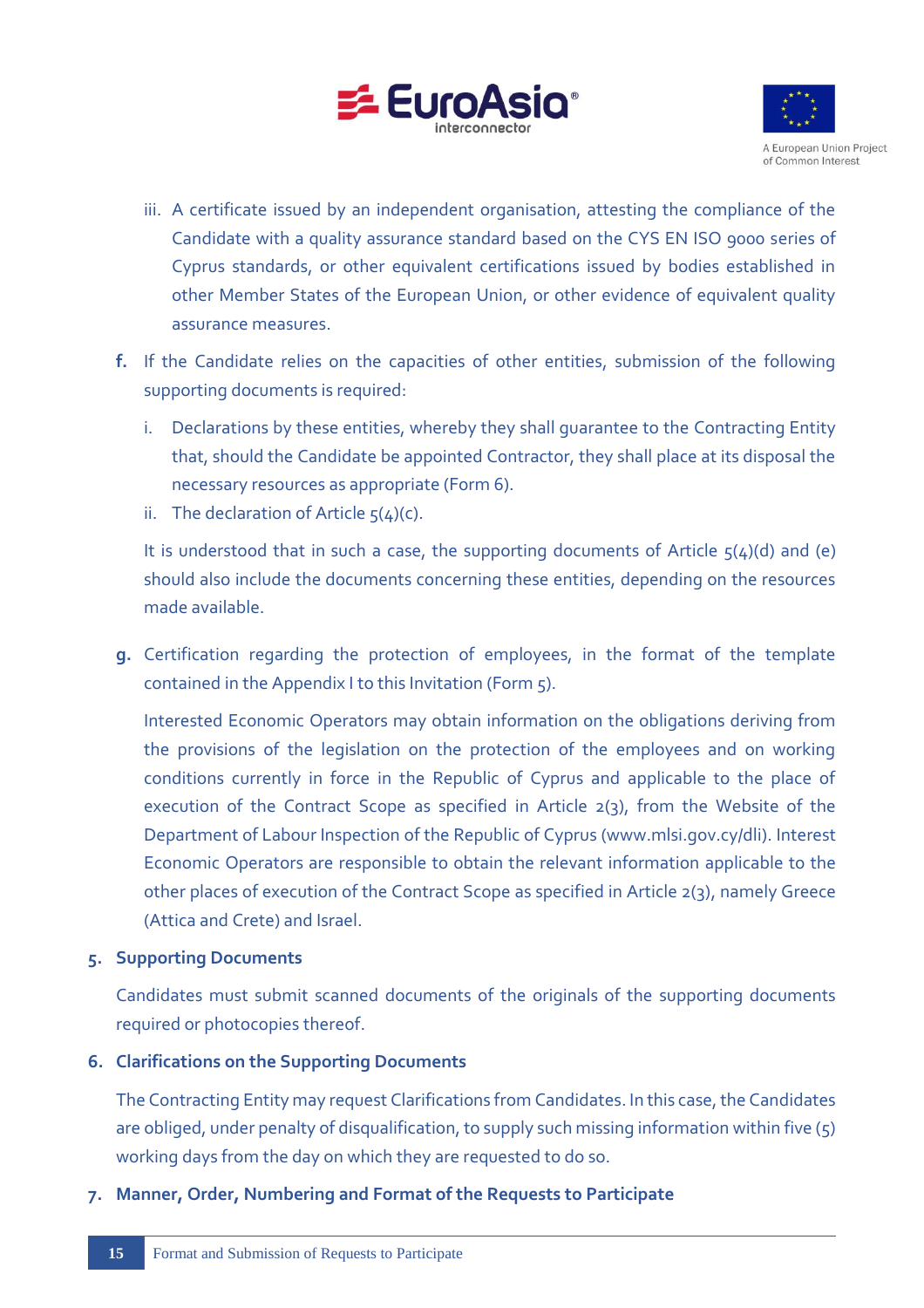iii. A certificate issued by an independent organisation, attesting the compliance of the Candidate with a quality assurance standard based on the CYS EN ISO 9000 series of Cyprus standards, or other equivalent certifications issued by bodies established in other Member States of the European Union, or other evidence of equivalent quality assurance measures.

**f.** If the Candidate relies on the capacities of other entities, submission of the following supporting documents is required:

i. Declarations by these entities, whereby they shall guarantee to the Contracting Entity that, should the Candidate be appointed Contractor, they shall place at its disposal the necessary resources as appropriate (Form 6).

ii. The declaration of Article 5(4)(c).

It is understood that in such a case, the supporting documents of Article 5(4)(d) and (e) should also include the documents concerning these entities, depending on the resources made available.

**g.** Certification regarding the protection of employees, in the format of the template contained in the Appendix I to this Invitation (Form 5).

Interested Economic Operators may obtain information on the obligations deriving from the provisions of the legislation on the protection of the employees and on working conditions currently in force in the Republic of Cyprus and applicable to the place of execution of the Contract Scope as specified in Article 2(3), from the Website of the Department of Labour Inspection of the Republic of Cyprus (www.mlsi.gov.cy/dli). Interest Economic Operators are responsible to obtain the relevant information applicable to the other places of execution of the Contract Scope as specified in Article 2(3), namely Greece (Attica and Crete) and Israel.

## 5. Supporting Documents

Candidates must submit scanned documents of the originals of the supporting documents required or photocopies thereof.

## 6. Clarifications on the Supporting Documents

The Contracting Entity may request Clarifications from Candidates. In this case, the Candidates are obliged, under penalty of disqualification, to supply such missing information within five (5) working days from the day on which they are requested to do so.

## 7. Manner, Order, Numbering and Format of the Requests to Participate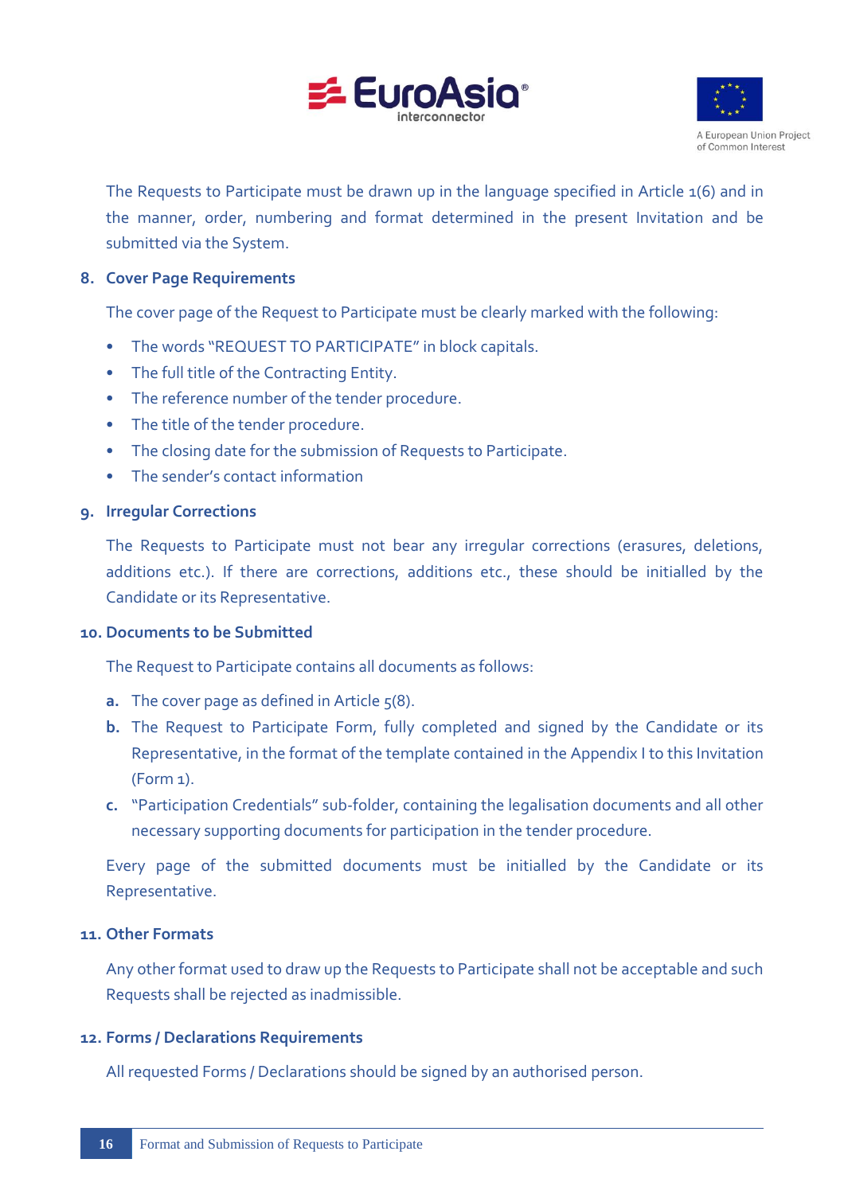The Requests to Participate must be drawn up in the language specified in Article 1(6) and in the manner, order, numbering and format determined in the present Invitation and be submitted via the System.

**8. Cover Page Requirements**

The cover page of the Request to Participate must be clearly marked with the following:

- The words "REQUEST TO PARTICIPATE" in block capitals.
- The full title of the Contracting Entity.
- The reference number of the tender procedure.
- The title of the tender procedure.
- The closing date for the submission of Requests to Participate.
- The sender's contact information

**9. Irregular Corrections**

The Requests to Participate must not bear any irregular corrections (erasures, deletions, additions etc.). If there are corrections, additions etc., these should be initialled by the Candidate or its Representative.

**10. Documents to be Submitted**

The Request to Participate contains all documents as follows:

**a.** The cover page as defined in Article 5(8).

**b.** The Request to Participate Form, fully completed and signed by the Candidate or its Representative, in the format of the template contained in the Appendix I to this Invitation (Form 1).

**c.** "Participation Credentials" sub-folder, containing the legalisation documents and all other necessary supporting documents for participation in the tender procedure.

Every page of the submitted documents must be initialled by the Candidate or its Representative.

**11. Other Formats**

Any other format used to draw up the Requests to Participate shall not be acceptable and such Requests shall be rejected as inadmissible.

**12. Forms / Declarations Requirements**

All requested Forms / Declarations should be signed by an authorised person.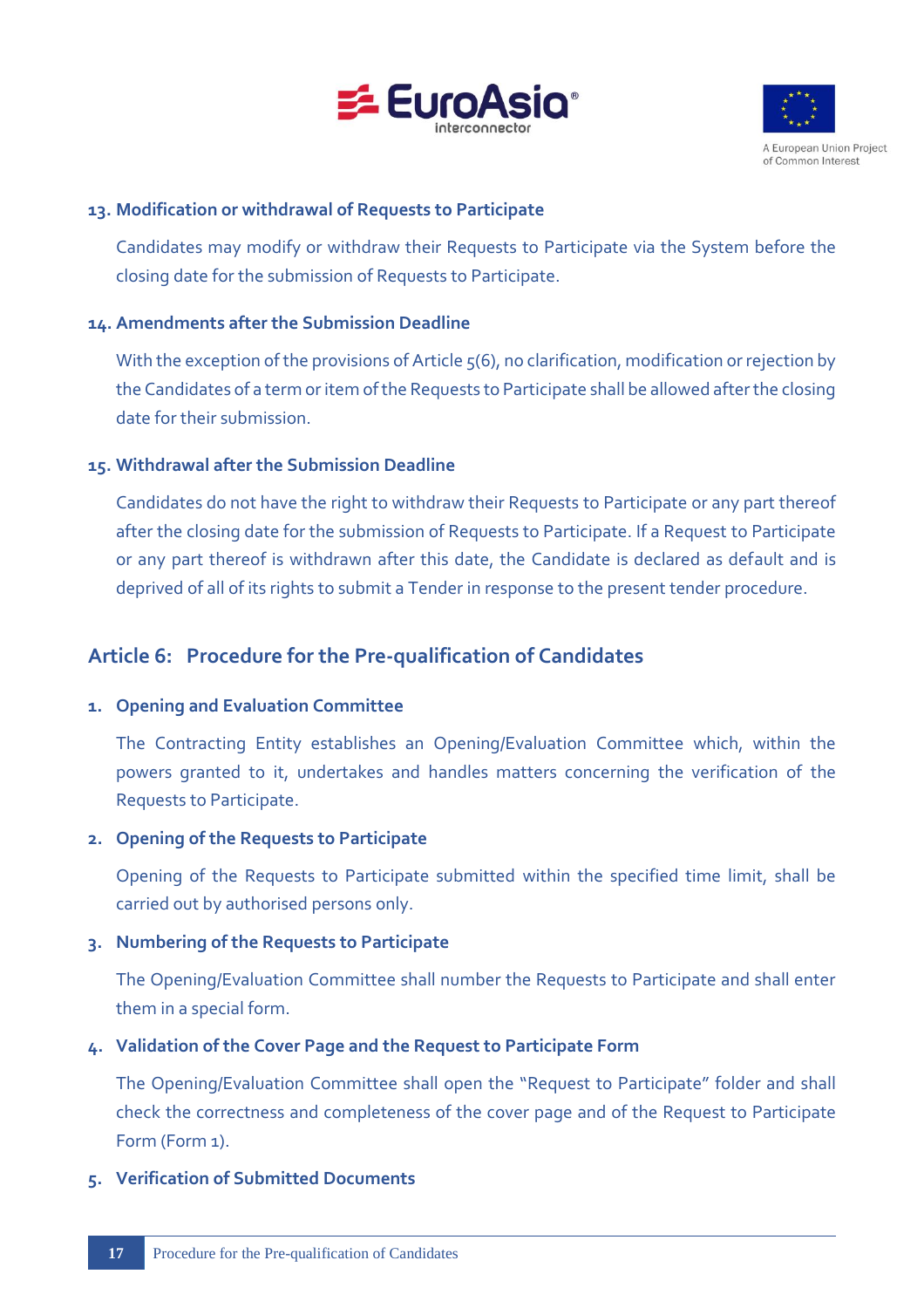**13. Modification or withdrawal of Requests to Participate**

Candidates may modify or withdraw their Requests to Participate via the System before the closing date for the submission of Requests to Participate.

**14. Amendments after the Submission Deadline**

With the exception of the provisions of Article 5(6), no clarification, modification or rejection by the Candidates of a term or item of the Requests to Participate shall be allowed after the closing date for their submission.

**15. Withdrawal after the Submission Deadline**

Candidates do not have the right to withdraw their Requests to Participate or any part thereof after the closing date for the submission of Requests to Participate. If a Request to Participate or any part thereof is withdrawn after this date, the Candidate is declared as default and is deprived of all of its rights to submit a Tender in response to the present tender procedure.

## Article 6: Procedure for the Pre-qualification of Candidates

**1. Opening and Evaluation Committee**

The Contracting Entity establishes an Opening/Evaluation Committee which, within the powers granted to it, undertakes and handles matters concerning the verification of the Requests to Participate.

**2. Opening of the Requests to Participate**

Opening of the Requests to Participate submitted within the specified time limit, shall be carried out by authorised persons only.

**3. Numbering of the Requests to Participate**

The Opening/Evaluation Committee shall number the Requests to Participate and shall enter them in a special form.

**4. Validation of the Cover Page and the Request to Participate Form**

The Opening/Evaluation Committee shall open the "Request to Participate" folder and shall check the correctness and completeness of the cover page and of the Request to Participate Form (Form 1).

**5. Verification of Submitted Documents**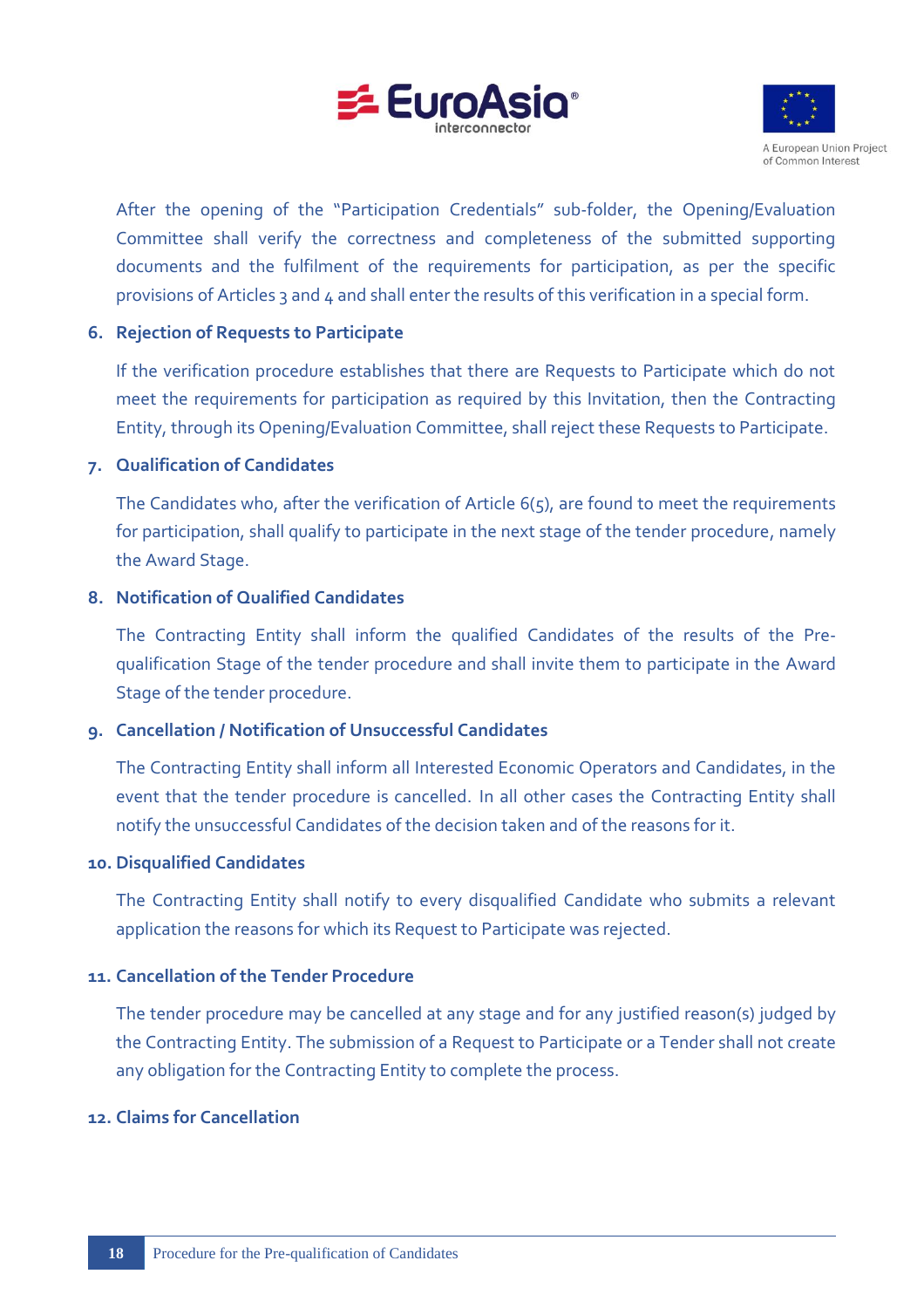After the opening of the "Participation Credentials" sub-folder, the Opening/Evaluation Committee shall verify the correctness and completeness of the submitted supporting documents and the fulfilment of the requirements for participation, as per the specific provisions of Articles 3 and 4 and shall enter the results of this verification in a special form.

**6. Rejection of Requests to Participate**

If the verification procedure establishes that there are Requests to Participate which do not meet the requirements for participation as required by this Invitation, then the Contracting Entity, through its Opening/Evaluation Committee, shall reject these Requests to Participate.

**7. Qualification of Candidates**

The Candidates who, after the verification of Article 6(5), are found to meet the requirements for participation, shall qualify to participate in the next stage of the tender procedure, namely the Award Stage.

**8. Notification of Qualified Candidates**

The Contracting Entity shall inform the qualified Candidates of the results of the Pre-qualification Stage of the tender procedure and shall invite them to participate in the Award Stage of the tender procedure.

**9. Cancellation / Notification of Unsuccessful Candidates**

The Contracting Entity shall inform all Interested Economic Operators and Candidates, in the event that the tender procedure is cancelled. In all other cases the Contracting Entity shall notify the unsuccessful Candidates of the decision taken and of the reasons for it.

**10. Disqualified Candidates**

The Contracting Entity shall notify to every disqualified Candidate who submits a relevant application the reasons for which its Request to Participate was rejected.

**11. Cancellation of the Tender Procedure**

The tender procedure may be cancelled at any stage and for any justified reason(s) judged by the Contracting Entity. The submission of a Request to Participate or a Tender shall not create any obligation for the Contracting Entity to complete the process.

**12. Claims for Cancellation**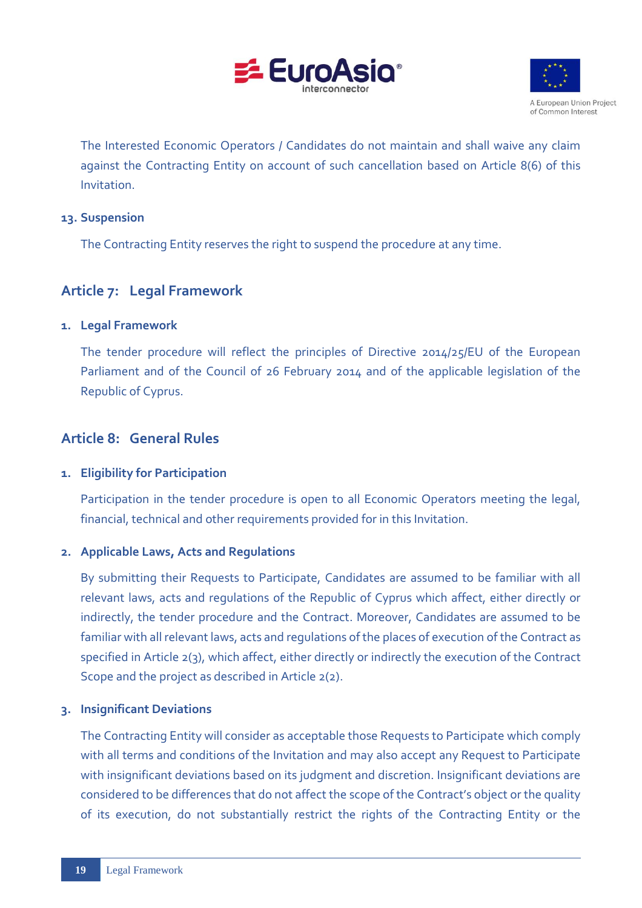The Interested Economic Operators / Candidates do not maintain and shall waive any claim against the Contracting Entity on account of such cancellation based on Article 8(6) of this Invitation.

### 13. Suspension

The Contracting Entity reserves the right to suspend the procedure at any time.

## Article 7: Legal Framework

### 1. Legal Framework

The tender procedure will reflect the principles of Directive 2014/25/EU of the European Parliament and of the Council of 26 February 2014 and of the applicable legislation of the Republic of Cyprus.

## Article 8: General Rules

### 1. Eligibility for Participation

Participation in the tender procedure is open to all Economic Operators meeting the legal, financial, technical and other requirements provided for in this Invitation.

### 2. Applicable Laws, Acts and Regulations

By submitting their Requests to Participate, Candidates are assumed to be familiar with all relevant laws, acts and regulations of the Republic of Cyprus which affect, either directly or indirectly, the tender procedure and the Contract. Moreover, Candidates are assumed to be familiar with all relevant laws, acts and regulations of the places of execution of the Contract as specified in Article 2(3), which affect, either directly or indirectly the execution of the Contract Scope and the project as described in Article 2(2).

### 3. Insignificant Deviations

The Contracting Entity will consider as acceptable those Requests to Participate which comply with all terms and conditions of the Invitation and may also accept any Request to Participate with insignificant deviations based on its judgment and discretion. Insignificant deviations are considered to be differences that do not affect the scope of the Contract's object or the quality of its execution, do not substantially restrict the rights of the Contracting Entity or the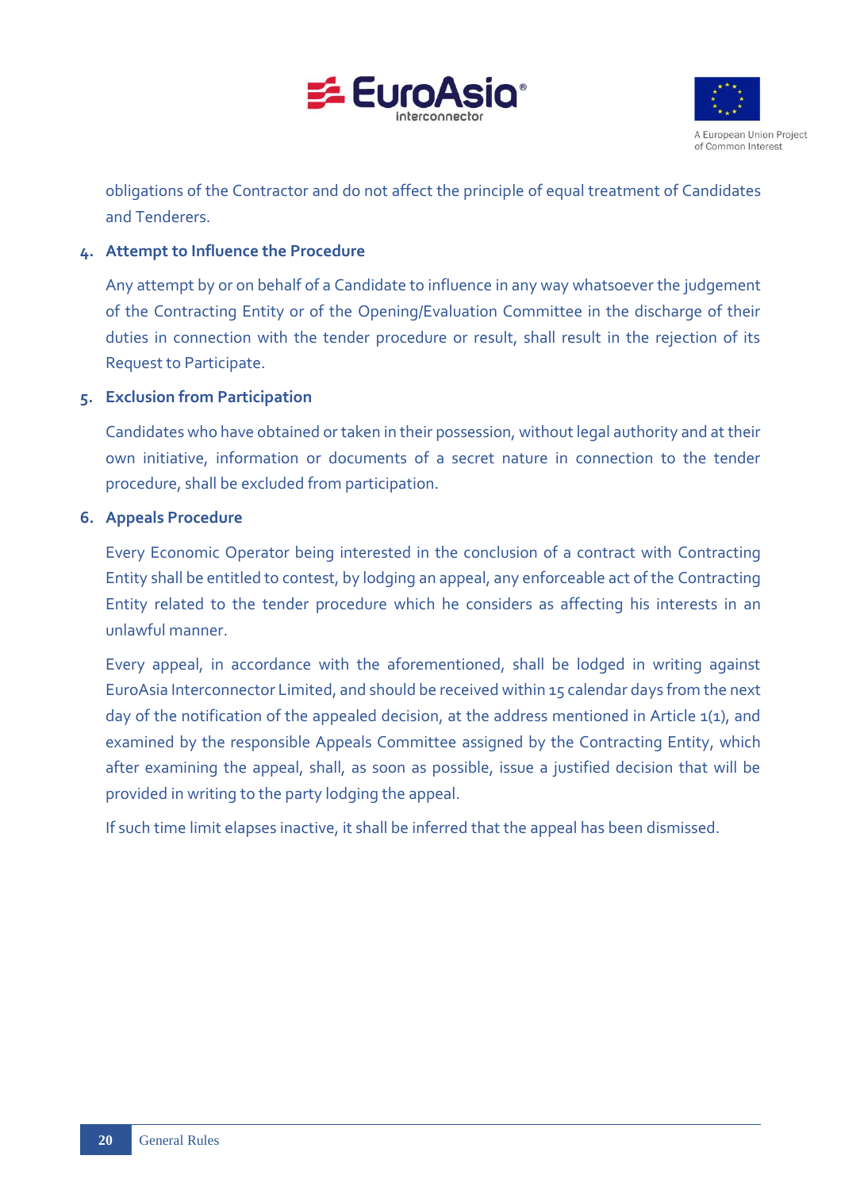obligations of the Contractor and do not affect the principle of equal treatment of Candidates and Tenderers.

### 4. Attempt to Influence the Procedure

Any attempt by or on behalf of a Candidate to influence in any way whatsoever the judgement of the Contracting Entity or of the Opening/Evaluation Committee in the discharge of their duties in connection with the tender procedure or result, shall result in the rejection of its Request to Participate.

### 5. Exclusion from Participation

Candidates who have obtained or taken in their possession, without legal authority and at their own initiative, information or documents of a secret nature in connection to the tender procedure, shall be excluded from participation.

### 6. Appeals Procedure

Every Economic Operator being interested in the conclusion of a contract with Contracting Entity shall be entitled to contest, by lodging an appeal, any enforceable act of the Contracting Entity related to the tender procedure which he considers as affecting his interests in an unlawful manner.

Every appeal, in accordance with the aforementioned, shall be lodged in writing against EuroAsia Interconnector Limited, and should be received within 15 calendar days from the next day of the notification of the appealed decision, at the address mentioned in Article 1(1), and examined by the responsible Appeals Committee assigned by the Contracting Entity, which after examining the appeal, shall, as soon as possible, issue a justified decision that will be provided in writing to the party lodging the appeal.

If such time limit elapses inactive, it shall be inferred that the appeal has been dismissed.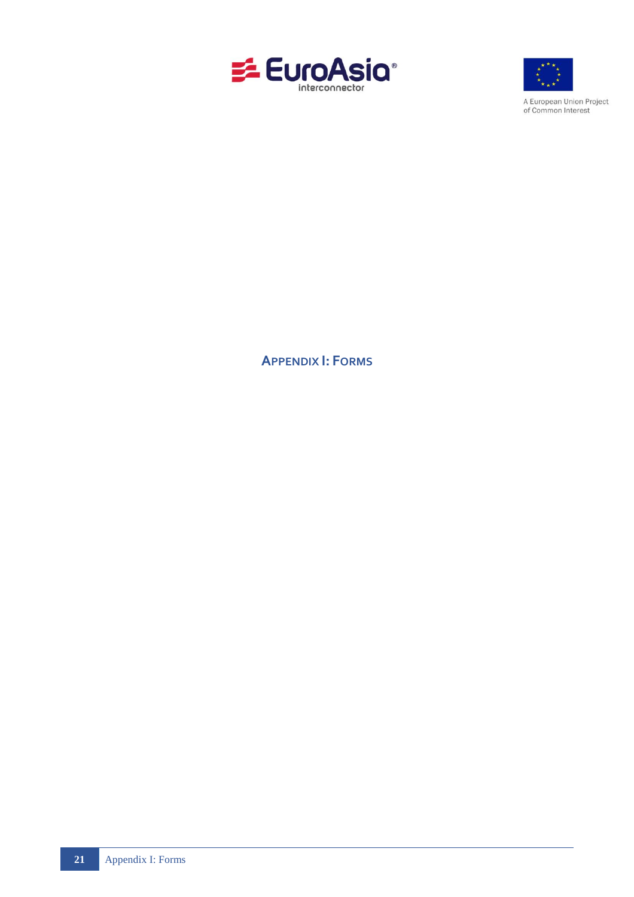# APPENDIX I: FORMS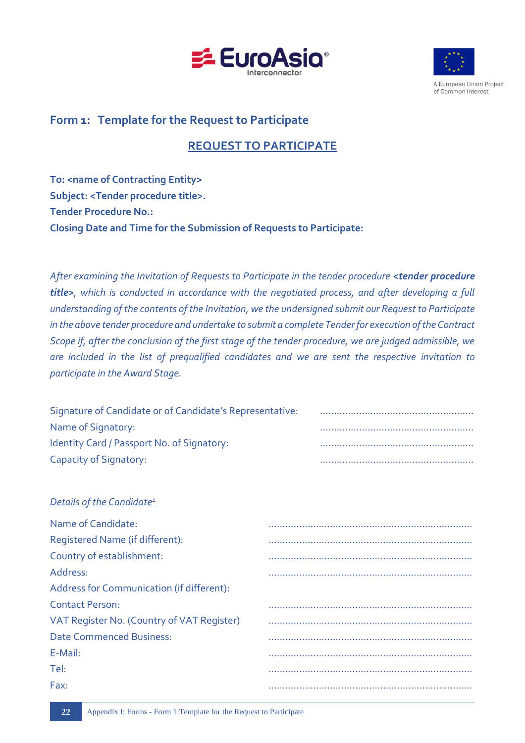## Form 1: Template for the Request to Participate

**REQUEST TO PARTICIPATE**

**To: <name of Contracting Entity>**
**Subject: <Tender procedure title>.**
**Tender Procedure No.:**
**Closing Date and Time for the Submission of Requests to Participate:**

*After examining the Invitation of Requests to Participate in the tender procedure **<tender procedure title>**, which is conducted in accordance with the negotiated process, and after developing a full understanding of the contents of the Invitation, we the undersigned submit our Request to Participate in the above tender procedure and undertake to submit a complete Tender for execution of the Contract Scope if, after the conclusion of the first stage of the tender procedure, we are judged admissible, we are included in the list of prequalified candidates and we are sent the respective invitation to participate in the Award Stage.*

Signature of Candidate or of Candidate's Representative: ......................................................
Name of Signatory: ......................................................
Identity Card / Passport No. of Signatory: ......................................................
Capacity of Signatory: ......................................................

*Details of the Candidate*[1]

Name of Candidate: ........................................................................
Registered Name (if different): ........................................................................
Country of establishment: ........................................................................
Address: ........................................................................
Address for Communication (if different):
Contact Person: ........................................................................
VAT Register No. (Country of VAT Register) ........................................................................
Date Commenced Business: ........................................................................
E-Mail: ........................................................................
Tel: ........................................................................
Fax: ........................................................................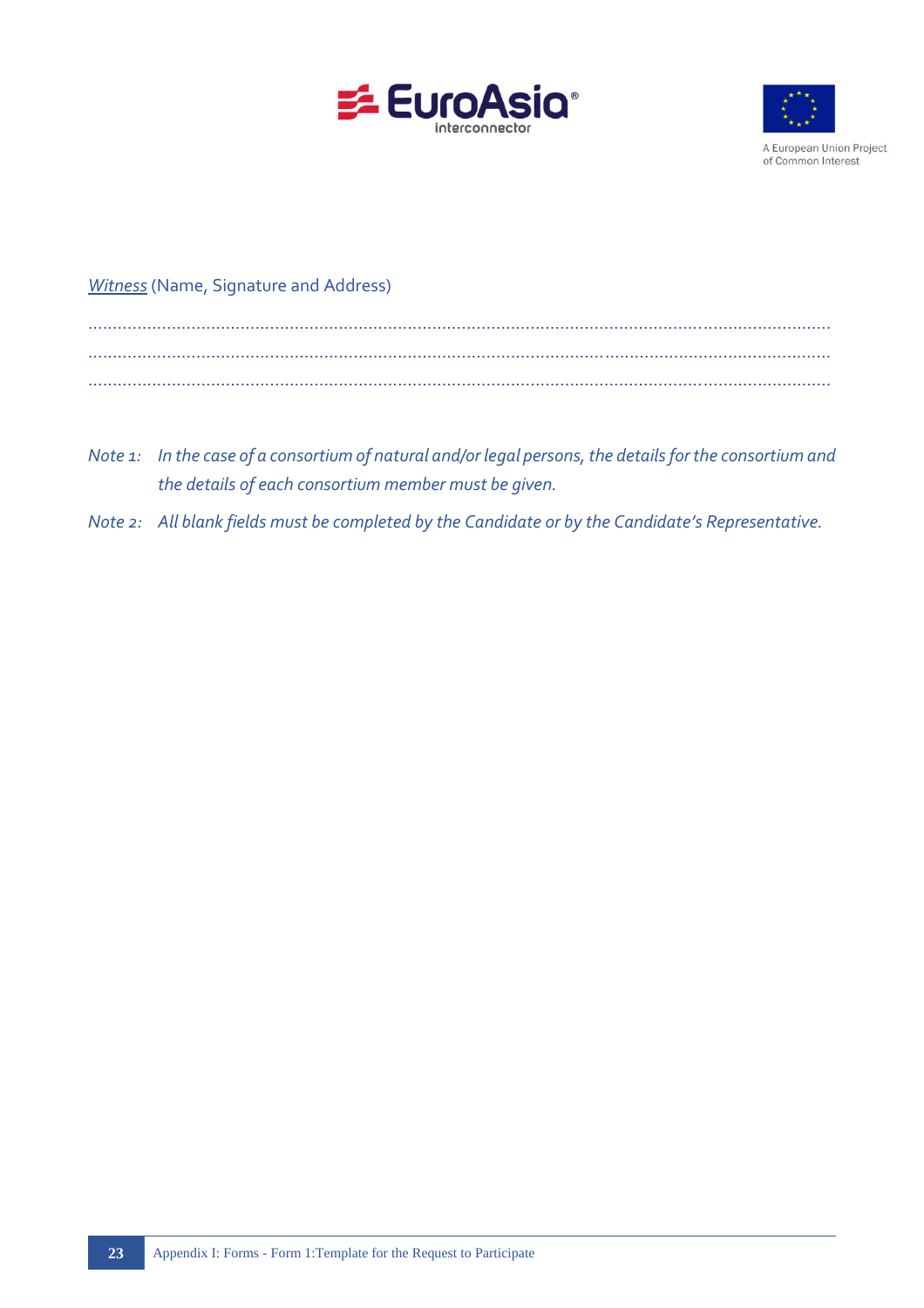*Witness* (Name, Signature and Address)

……………………………………………………………………………………………………………………………………………

……………………………………………………………………………………………………………………………………………

……………………………………………………………………………………………………………………………………………

*Note 1: In the case of a consortium of natural and/or legal persons, the details for the consortium and the details of each consortium member must be given.*

*Note 2: All blank fields must be completed by the Candidate or by the Candidate's Representative.*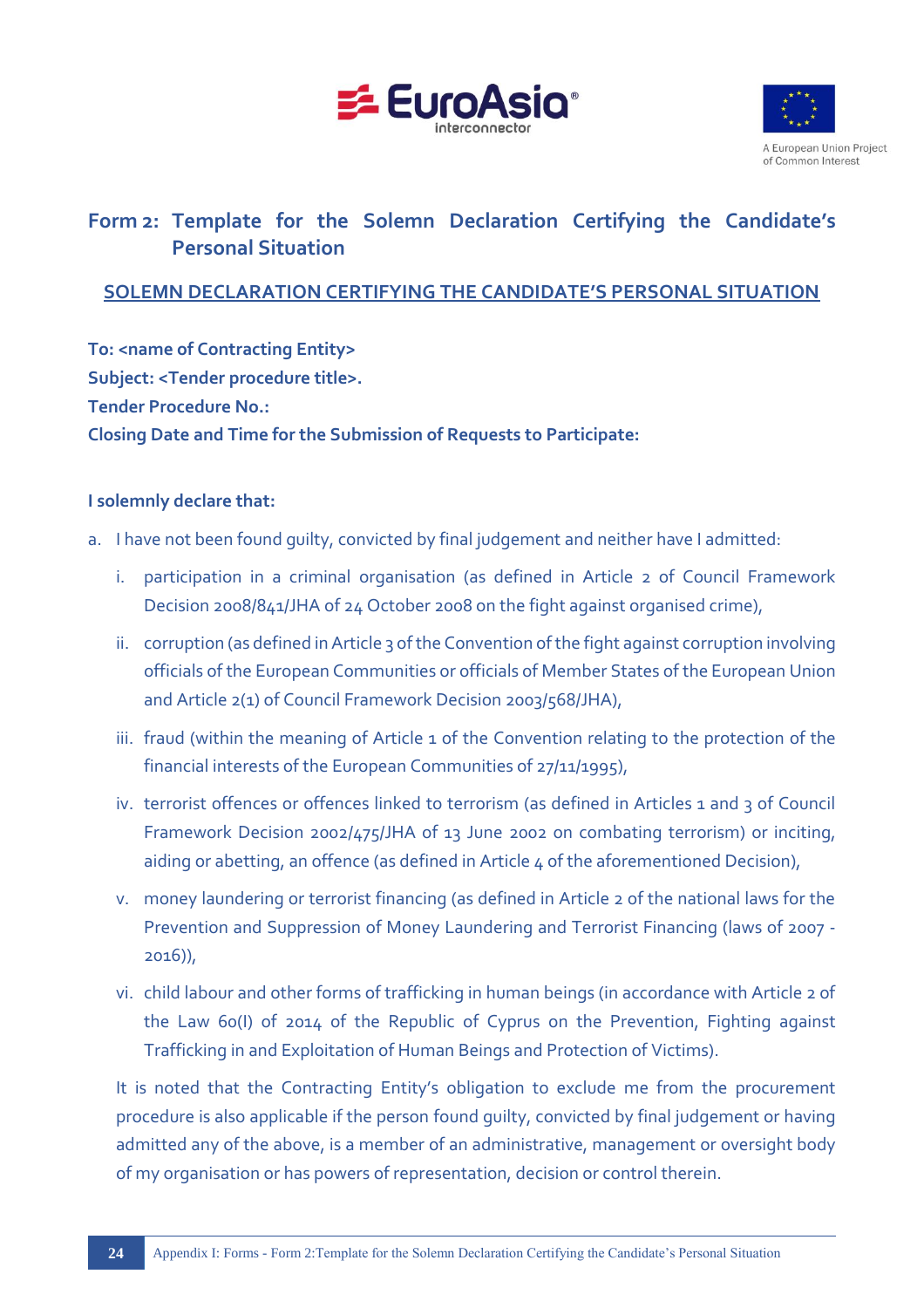## Form 2: Template for the Solemn Declaration Certifying the Candidate's Personal Situation

**SOLEMN DECLARATION CERTIFYING THE CANDIDATE'S PERSONAL SITUATION**

**To: <name of Contracting Entity>**
**Subject: <Tender procedure title>.**
**Tender Procedure No.:**
**Closing Date and Time for the Submission of Requests to Participate:**

**I solemnly declare that:**

a. I have not been found guilty, convicted by final judgement and neither have I admitted:

   i. participation in a criminal organisation (as defined in Article 2 of Council Framework Decision 2008/841/JHA of 24 October 2008 on the fight against organised crime),

   ii. corruption (as defined in Article 3 of the Convention of the fight against corruption involving officials of the European Communities or officials of Member States of the European Union and Article 2(1) of Council Framework Decision 2003/568/JHA),

   iii. fraud (within the meaning of Article 1 of the Convention relating to the protection of the financial interests of the European Communities of 27/11/1995),

   iv. terrorist offences or offences linked to terrorism (as defined in Articles 1 and 3 of Council Framework Decision 2002/475/JHA of 13 June 2002 on combating terrorism) or inciting, aiding or abetting, an offence (as defined in Article 4 of the aforementioned Decision),

   v. money laundering or terrorist financing (as defined in Article 2 of the national laws for the Prevention and Suppression of Money Laundering and Terrorist Financing (laws of 2007 - 2016)),

   vi. child labour and other forms of trafficking in human beings (in accordance with Article 2 of the Law 60(I) of 2014 of the Republic of Cyprus on the Prevention, Fighting against Trafficking in and Exploitation of Human Beings and Protection of Victims).

   It is noted that the Contracting Entity's obligation to exclude me from the procurement procedure is also applicable if the person found guilty, convicted by final judgement or having admitted any of the above, is a member of an administrative, management or oversight body of my organisation or has powers of representation, decision or control therein.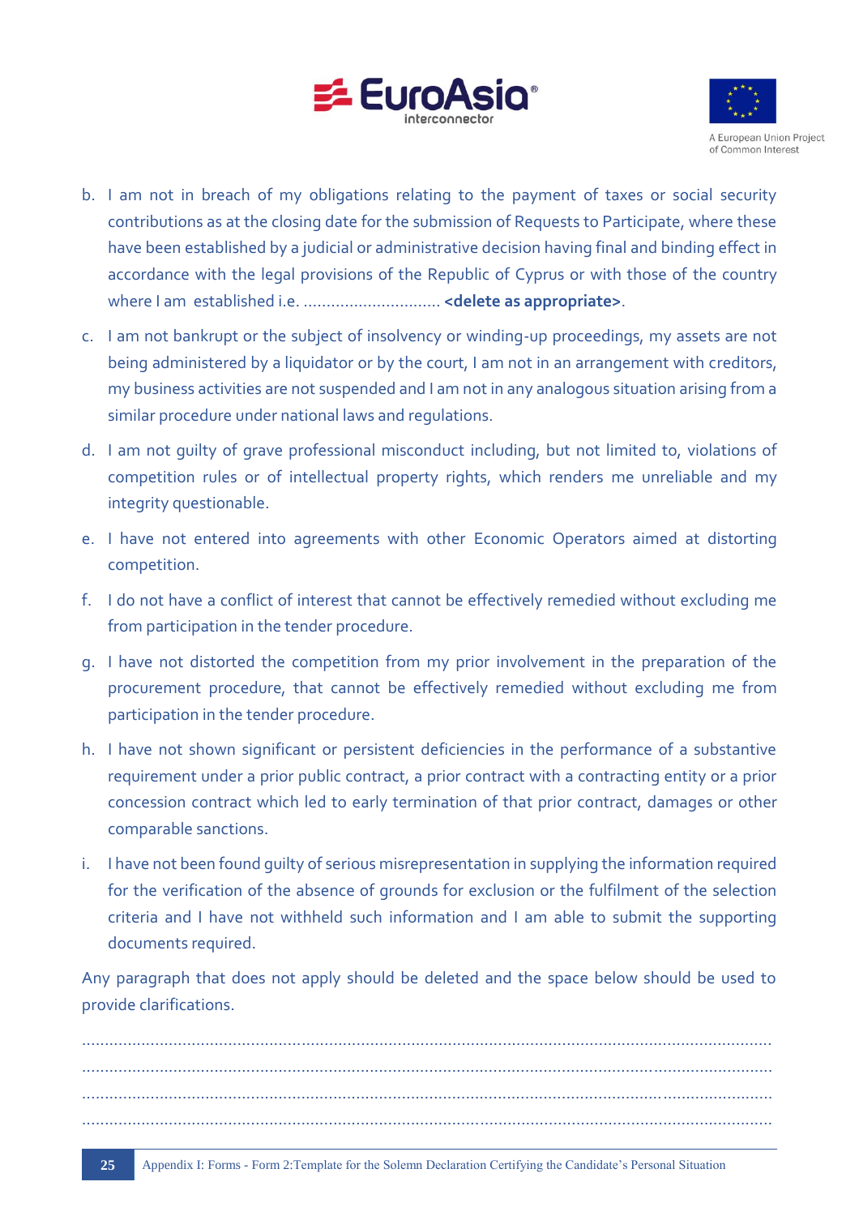b. I am not in breach of my obligations relating to the payment of taxes or social security contributions as at the closing date for the submission of Requests to Participate, where these have been established by a judicial or administrative decision having final and binding effect in accordance with the legal provisions of the Republic of Cyprus or with those of the country where I am established i.e. ............................. **<delete as appropriate>**.

c. I am not bankrupt or the subject of insolvency or winding-up proceedings, my assets are not being administered by a liquidator or by the court, I am not in an arrangement with creditors, my business activities are not suspended and I am not in any analogous situation arising from a similar procedure under national laws and regulations.

d. I am not guilty of grave professional misconduct including, but not limited to, violations of competition rules or of intellectual property rights, which renders me unreliable and my integrity questionable.

e. I have not entered into agreements with other Economic Operators aimed at distorting competition.

f. I do not have a conflict of interest that cannot be effectively remedied without excluding me from participation in the tender procedure.

g. I have not distorted the competition from my prior involvement in the preparation of the procurement procedure, that cannot be effectively remedied without excluding me from participation in the tender procedure.

h. I have not shown significant or persistent deficiencies in the performance of a substantive requirement under a prior public contract, a prior contract with a contracting entity or a prior concession contract which led to early termination of that prior contract, damages or other comparable sanctions.

i. I have not been found guilty of serious misrepresentation in supplying the information required for the verification of the absence of grounds for exclusion or the fulfilment of the selection criteria and I have not withheld such information and I am able to submit the supporting documents required.

Any paragraph that does not apply should be deleted and the space below should be used to provide clarifications.

.....................................................................................................................................................

.....................................................................................................................................................

.....................................................................................................................................................

.....................................................................................................................................................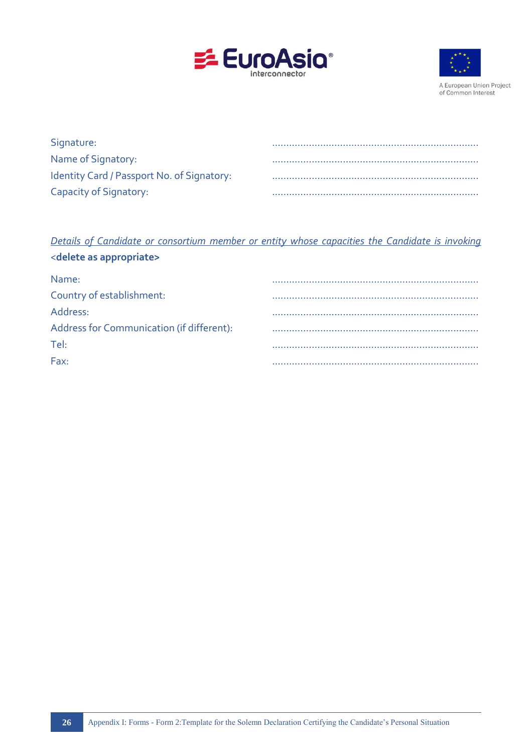Signature: ........................................................................
Name of Signatory: ........................................................................
Identity Card / Passport No. of Signatory: ........................................................................
Capacity of Signatory: ........................................................................

*Details of Candidate or consortium member or entity whose capacities the Candidate is invoking*
**<delete as appropriate>**

Name: ........................................................................
Country of establishment: ........................................................................
Address: ........................................................................
Address for Communication (if different): ........................................................................
Tel: ........................................................................
Fax: ........................................................................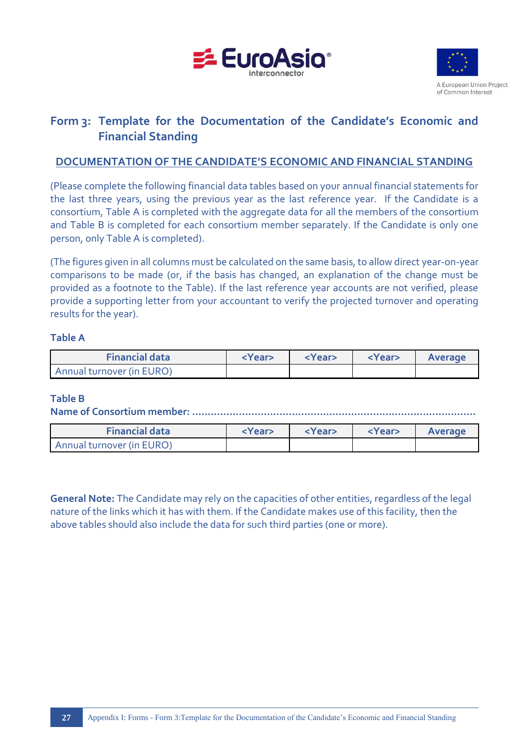## Form 3: Template for the Documentation of the Candidate's Economic and Financial Standing

**DOCUMENTATION OF THE CANDIDATE'S ECONOMIC AND FINANCIAL STANDING**

(Please complete the following financial data tables based on your annual financial statements for the last three years, using the previous year as the last reference year. If the Candidate is a consortium, Table A is completed with the aggregate data for all the members of the consortium and Table B is completed for each consortium member separately. If the Candidate is only one person, only Table A is completed).

(The figures given in all columns must be calculated on the same basis, to allow direct year-on-year comparisons to be made (or, if the basis has changed, an explanation of the change must be provided as a footnote to the Table). If the last reference year accounts are not verified, please provide a supporting letter from your accountant to verify the projected turnover and operating results for the year).

### Table A

| Financial data | <Year> | <Year> | <Year> | Average |
|---|---|---|---|---|
| Annual turnover (in EURO) | | | | |

### Table B

**Name of Consortium member: ..........................................................................................**

| Financial data | <Year> | <Year> | <Year> | Average |
|---|---|---|---|---|
| Annual turnover (in EURO) | | | | |

**General Note:** The Candidate may rely on the capacities of other entities, regardless of the legal nature of the links which it has with them. If the Candidate makes use of this facility, then the above tables should also include the data for such third parties (one or more).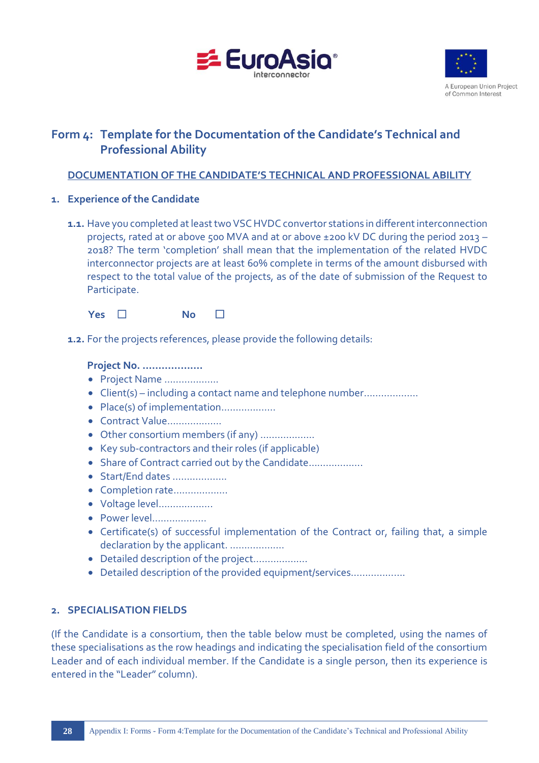# Form 4: Template for the Documentation of the Candidate's Technical and Professional Ability

## DOCUMENTATION OF THE CANDIDATE'S TECHNICAL AND PROFESSIONAL ABILITY

### 1. Experience of the Candidate

**1.1.** Have you completed at least two VSC HVDC convertor stations in different interconnection projects, rated at or above 500 MVA and at or above ±200 kV DC during the period 2013 – 2018? The term 'completion' shall mean that the implementation of the related HVDC interconnector projects are at least 60% complete in terms of the amount disbursed with respect to the total value of the projects, as of the date of submission of the Request to Participate.

**Yes** ☐ **No** ☐

**1.2.** For the projects references, please provide the following details:

**Project No. ...................**

- Project Name ...................
- Client(s) – including a contact name and telephone number...................
- Place(s) of implementation...................
- Contract Value...................
- Other consortium members (if any) ...................
- Key sub-contractors and their roles (if applicable)
- Share of Contract carried out by the Candidate...................
- Start/End dates ...................
- Completion rate...................
- Voltage level...................
- Power level...................
- Certificate(s) of successful implementation of the Contract or, failing that, a simple declaration by the applicant. ...................
- Detailed description of the project...................
- Detailed description of the provided equipment/services...................

### 2. SPECIALISATION FIELDS

(If the Candidate is a consortium, then the table below must be completed, using the names of these specialisations as the row headings and indicating the specialisation field of the consortium Leader and of each individual member. If the Candidate is a single person, then its experience is entered in the "Leader" column).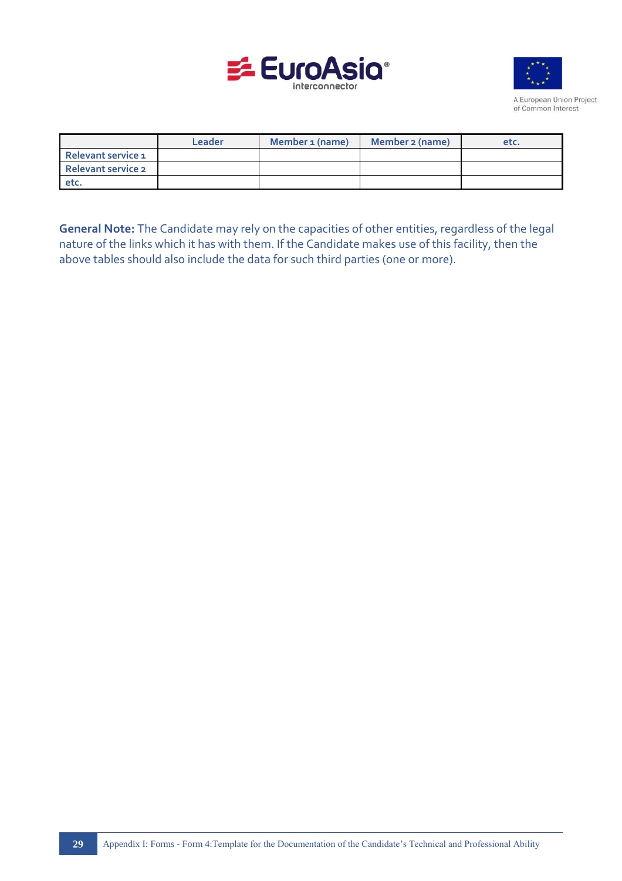| | Leader | Member 1 (name) | Member 2 (name) | etc. |
|---|---|---|---|---|
| **Relevant service 1** | | | | |
| **Relevant service 2** | | | | |
| **etc.** | | | | |

**General Note:** The Candidate may rely on the capacities of other entities, regardless of the legal nature of the links which it has with them. If the Candidate makes use of this facility, then the above tables should also include the data for such third parties (one or more).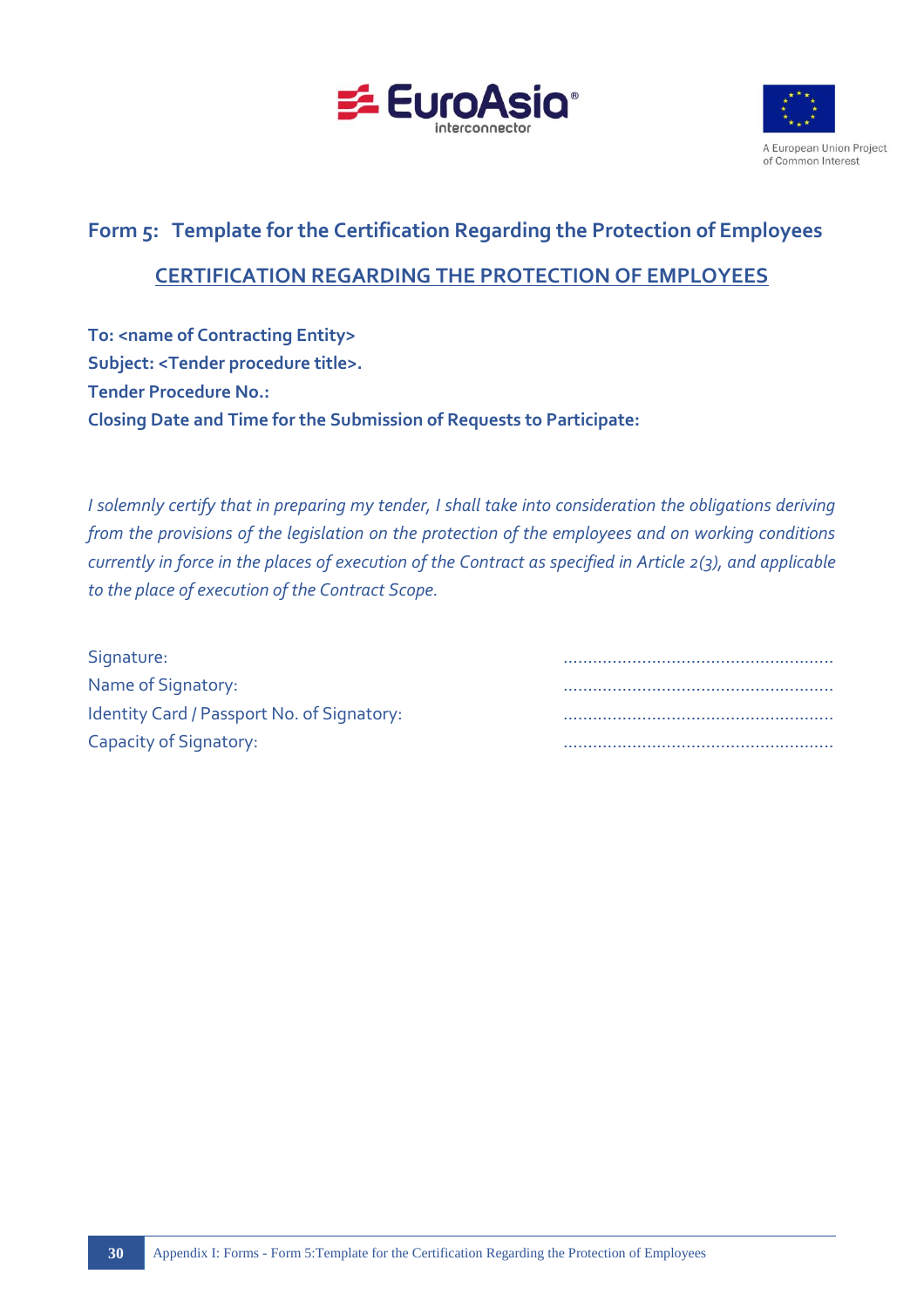## Form 5: Template for the Certification Regarding the Protection of Employees

**<u>CERTIFICATION REGARDING THE PROTECTION OF EMPLOYEES</u>**

**To: <name of Contracting Entity>**
**Subject: <Tender procedure title>.**
**Tender Procedure No.:**
**Closing Date and Time for the Submission of Requests to Participate:**

*I solemnly certify that in preparing my tender, I shall take into consideration the obligations deriving from the provisions of the legislation on the protection of the employees and on working conditions currently in force in the places of execution of the Contract as specified in Article 2(3), and applicable to the place of execution of the Contract Scope.*

| | |
|---|---|
| Signature: | ...................................................... |
| Name of Signatory: | ...................................................... |
| Identity Card / Passport No. of Signatory: | ...................................................... |
| Capacity of Signatory: | ...................................................... |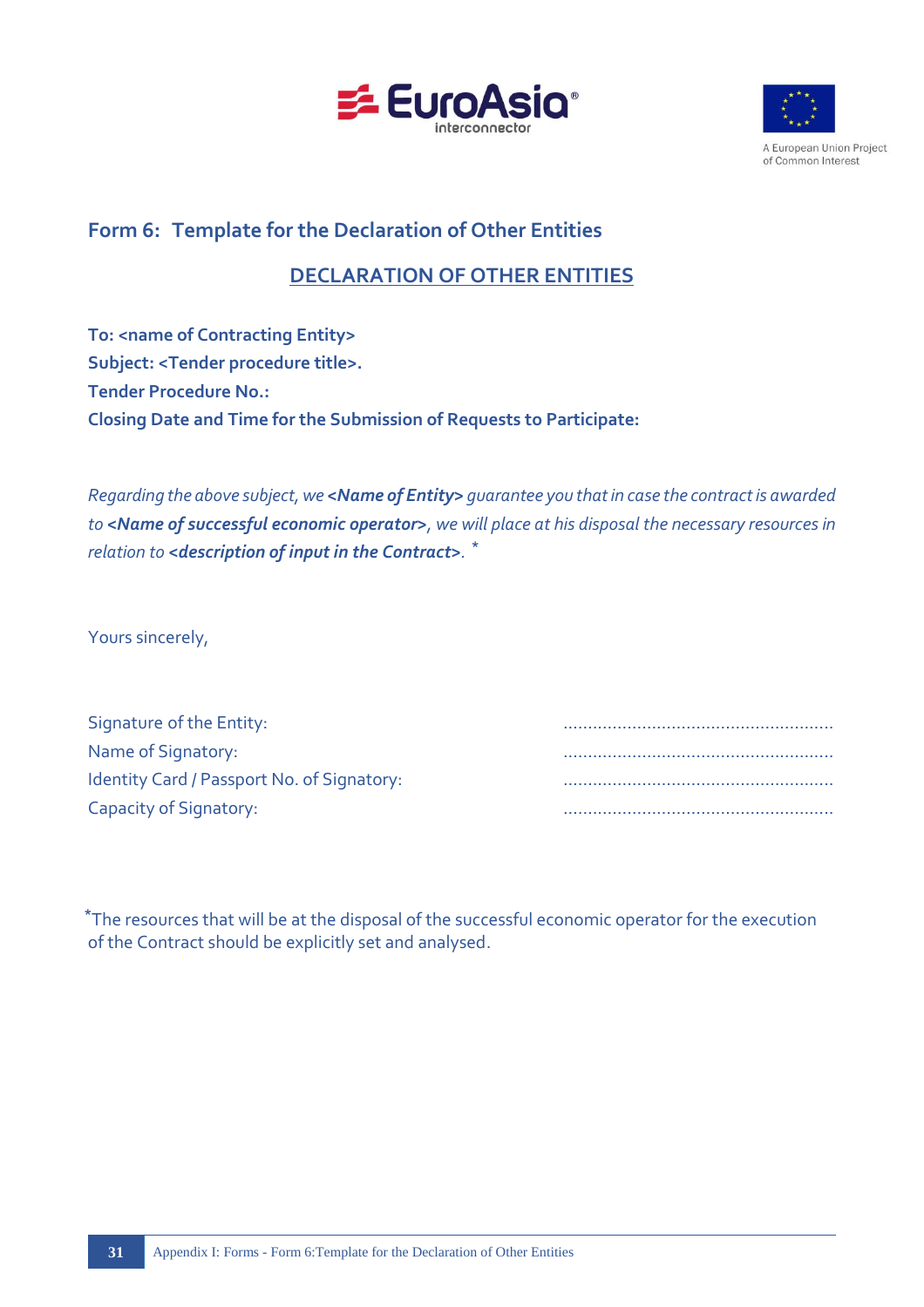## Form 6: Template for the Declaration of Other Entities

**DECLARATION OF OTHER ENTITIES**

**To: <name of Contracting Entity>**
**Subject: <Tender procedure title>.**
**Tender Procedure No.:**
**Closing Date and Time for the Submission of Requests to Participate:**

*Regarding the above subject, we **<Name of Entity>** guarantee you that in case the contract is awarded to **<Name of successful economic operator>**, we will place at his disposal the necessary resources in relation to **<description of input in the Contract>**.* *

Yours sincerely,

| | |
|---|---|
| Signature of the Entity: | ....................................................... |
| Name of Signatory: | ....................................................... |
| Identity Card / Passport No. of Signatory: | ....................................................... |
| Capacity of Signatory: | ....................................................... |

*The resources that will be at the disposal of the successful economic operator for the execution of the Contract should be explicitly set and analysed.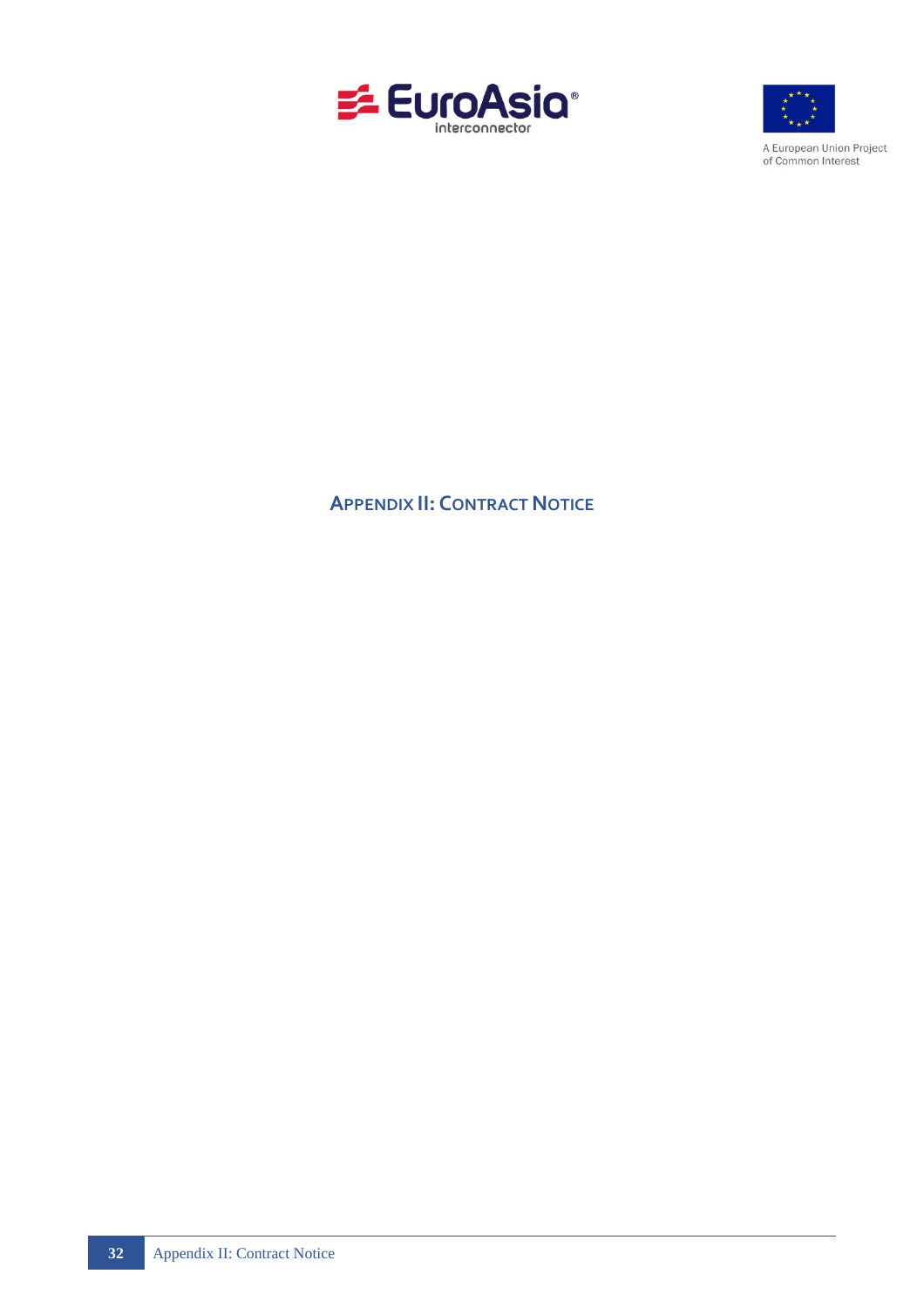# APPENDIX II: CONTRACT NOTICE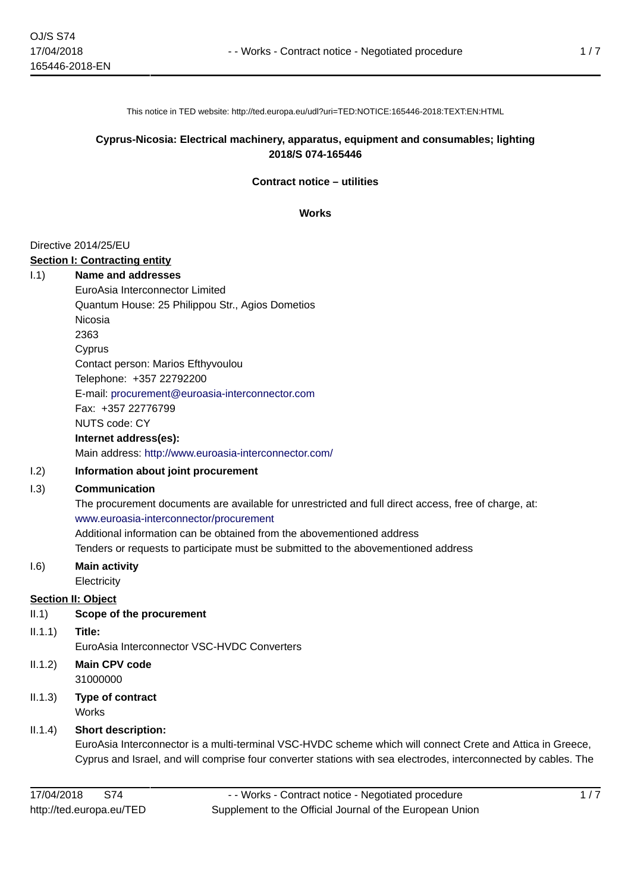This notice in TED website: http://ted.europa.eu/udl?uri=TED:NOTICE:165446-2018:TEXT:EN:HTML

**Cyprus-Nicosia: Electrical machinery, apparatus, equipment and consumables; lighting**
**2018/S 074-165446**

**Contract notice – utilities**

**Works**

Directive 2014/25/EU

**Section I: Contracting entity**

I.1) **Name and addresses**

EuroAsia Interconnector Limited
Quantum House: 25 Philippou Str., Agios Dometios
Nicosia
2363
Cyprus
Contact person: Marios Efthyvoulou
Telephone: +357 22792200
E-mail: procurement@euroasia-interconnector.com
Fax: +357 22776799
NUTS code: CY

**Internet address(es):**

Main address: http://www.euroasia-interconnector.com/

I.2) **Information about joint procurement**

I.3) **Communication**

The procurement documents are available for unrestricted and full direct access, free of charge, at: www.euroasia-interconnector/procurement

Additional information can be obtained from the abovementioned address

Tenders or requests to participate must be submitted to the abovementioned address

I.6) **Main activity**

Electricity

**Section II: Object**

II.1) **Scope of the procurement**

II.1.1) **Title:**

EuroAsia Interconnector VSC-HVDC Converters

II.1.2) **Main CPV code**

31000000

II.1.3) **Type of contract**

Works

II.1.4) **Short description:**

EuroAsia Interconnector is a multi-terminal VSC-HVDC scheme which will connect Crete and Attica in Greece, Cyprus and Israel, and will comprise four converter stations with sea electrodes, interconnected by cables. The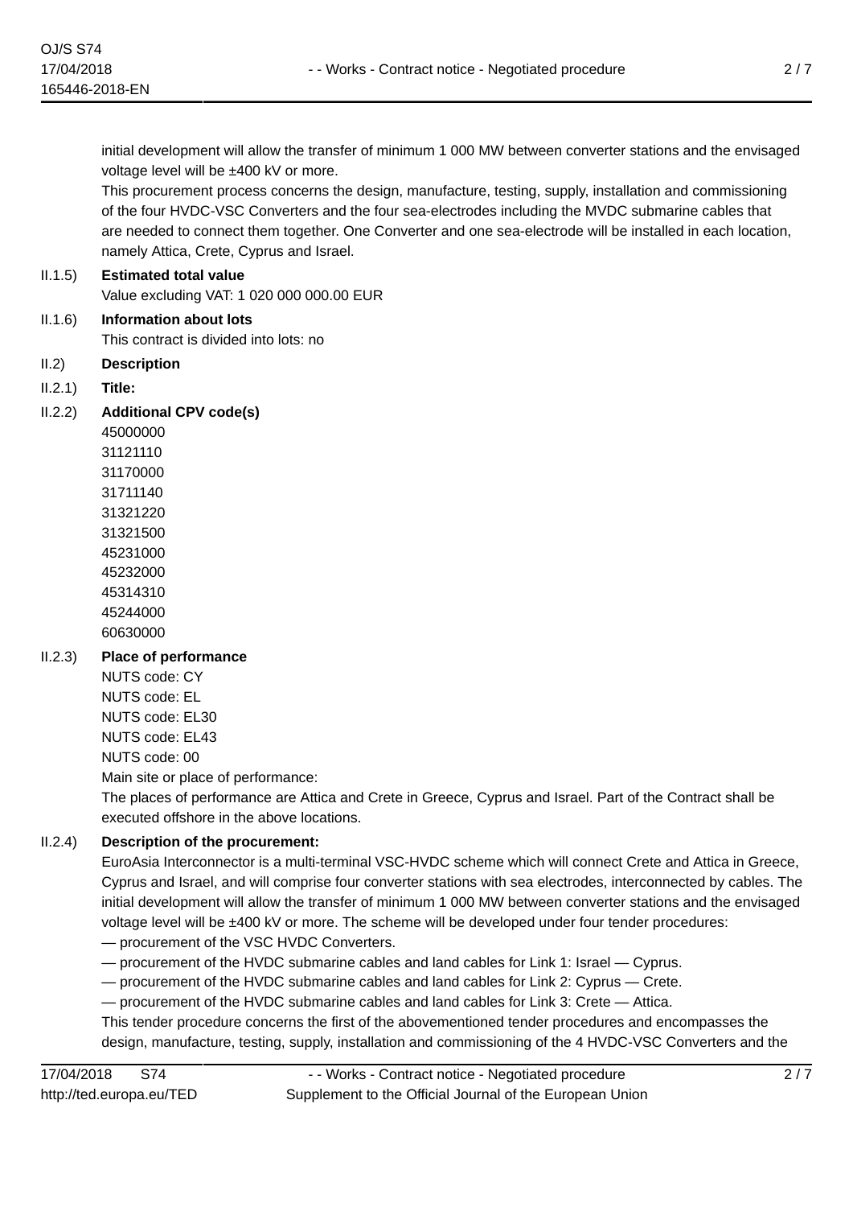initial development will allow the transfer of minimum 1 000 MW between converter stations and the envisaged voltage level will be ±400 kV or more.

This procurement process concerns the design, manufacture, testing, supply, installation and commissioning of the four HVDC-VSC Converters and the four sea-electrodes including the MVDC submarine cables that are needed to connect them together. One Converter and one sea-electrode will be installed in each location, namely Attica, Crete, Cyprus and Israel.

II.1.5) **Estimated total value**

Value excluding VAT: 1 020 000 000.00 EUR

II.1.6) **Information about lots**

This contract is divided into lots: no

II.2) **Description**

II.2.1) **Title:**

II.2.2) **Additional CPV code(s)**

45000000
31121110
31170000
31711140
31321220
31321500
45231000
45232000
45314310
45244000
60630000

II.2.3) **Place of performance**

NUTS code: CY
NUTS code: EL
NUTS code: EL30
NUTS code: EL43
NUTS code: 00

Main site or place of performance:

The places of performance are Attica and Crete in Greece, Cyprus and Israel. Part of the Contract shall be executed offshore in the above locations.

II.2.4) **Description of the procurement:**

EuroAsia Interconnector is a multi-terminal VSC-HVDC scheme which will connect Crete and Attica in Greece, Cyprus and Israel, and will comprise four converter stations with sea electrodes, interconnected by cables. The initial development will allow the transfer of minimum 1 000 MW between converter stations and the envisaged voltage level will be ±400 kV or more. The scheme will be developed under four tender procedures:

— procurement of the VSC HVDC Converters.
— procurement of the HVDC submarine cables and land cables for Link 1: Israel — Cyprus.
— procurement of the HVDC submarine cables and land cables for Link 2: Cyprus — Crete.
— procurement of the HVDC submarine cables and land cables for Link 3: Crete — Attica.

This tender procedure concerns the first of the abovementioned tender procedures and encompasses the design, manufacture, testing, supply, installation and commissioning of the 4 HVDC-VSC Converters and the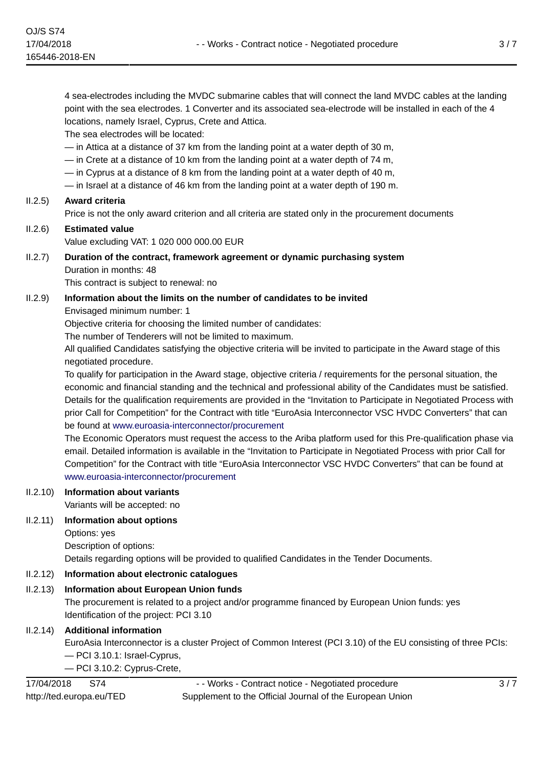4 sea-electrodes including the MVDC submarine cables that will connect the land MVDC cables at the landing point with the sea electrodes. 1 Converter and its associated sea-electrode will be installed in each of the 4 locations, namely Israel, Cyprus, Crete and Attica.

The sea electrodes will be located:

— in Attica at a distance of 37 km from the landing point at a water depth of 30 m,

— in Crete at a distance of 10 km from the landing point at a water depth of 74 m,

— in Cyprus at a distance of 8 km from the landing point at a water depth of 40 m,

— in Israel at a distance of 46 km from the landing point at a water depth of 190 m.

II.2.5) **Award criteria**

Price is not the only award criterion and all criteria are stated only in the procurement documents

II.2.6) **Estimated value**

Value excluding VAT: 1 020 000 000.00 EUR

II.2.7) **Duration of the contract, framework agreement or dynamic purchasing system**

Duration in months: 48

This contract is subject to renewal: no

II.2.9) **Information about the limits on the number of candidates to be invited**

Envisaged minimum number: 1

Objective criteria for choosing the limited number of candidates:

The number of Tenderers will not be limited to maximum.

All qualified Candidates satisfying the objective criteria will be invited to participate in the Award stage of this negotiated procedure.

To qualify for participation in the Award stage, objective criteria / requirements for the personal situation, the economic and financial standing and the technical and professional ability of the Candidates must be satisfied. Details for the qualification requirements are provided in the "Invitation to Participate in Negotiated Process with prior Call for Competition" for the Contract with title "EuroAsia Interconnector VSC HVDC Converters" that can be found at www.euroasia-interconnector/procurement

The Economic Operators must request the access to the Ariba platform used for this Pre-qualification phase via email. Detailed information is available in the "Invitation to Participate in Negotiated Process with prior Call for Competition" for the Contract with title "EuroAsia Interconnector VSC HVDC Converters" that can be found at www.euroasia-interconnector/procurement

II.2.10) **Information about variants**

Variants will be accepted: no

II.2.11) **Information about options**

Options: yes

Description of options:

Details regarding options will be provided to qualified Candidates in the Tender Documents.

II.2.12) **Information about electronic catalogues**

II.2.13) **Information about European Union funds**

The procurement is related to a project and/or programme financed by European Union funds: yes

Identification of the project: PCI 3.10

II.2.14) **Additional information**

EuroAsia Interconnector is a cluster Project of Common Interest (PCI 3.10) of the EU consisting of three PCIs:

— PCI 3.10.1: Israel-Cyprus,

— PCI 3.10.2: Cyprus-Crete,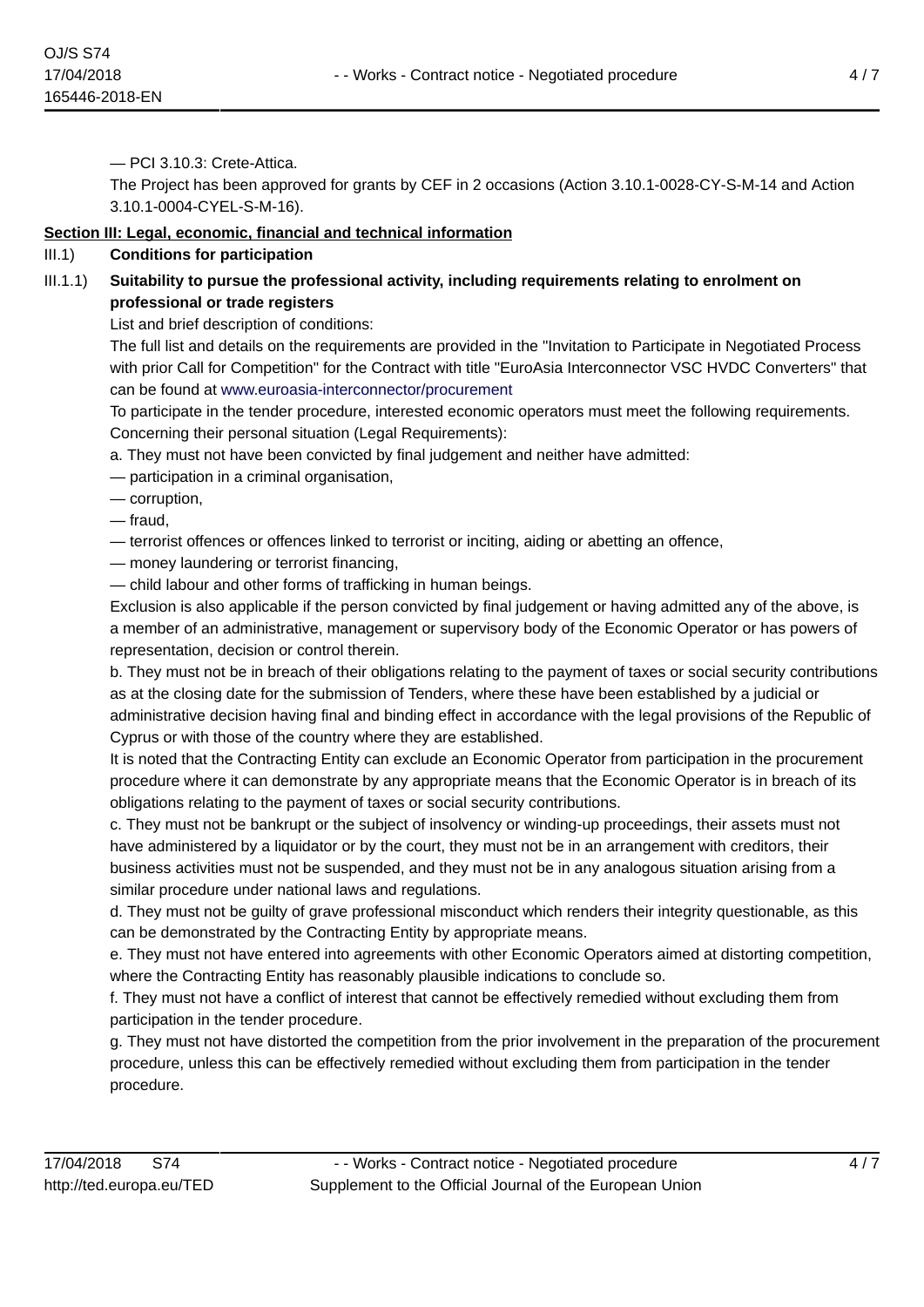— PCI 3.10.3: Crete-Attica.

The Project has been approved for grants by CEF in 2 occasions (Action 3.10.1-0028-CY-S-M-14 and Action 3.10.1-0004-CYEL-S-M-16).

## Section III: Legal, economic, financial and technical information

### III.1) Conditions for participation

#### III.1.1) Suitability to pursue the professional activity, including requirements relating to enrolment on professional or trade registers

List and brief description of conditions:

The full list and details on the requirements are provided in the "Invitation to Participate in Negotiated Process with prior Call for Competition" for the Contract with title "EuroAsia Interconnector VSC HVDC Converters" that can be found at www.euroasia-interconnector/procurement

To participate in the tender procedure, interested economic operators must meet the following requirements.

Concerning their personal situation (Legal Requirements):

a. They must not have been convicted by final judgement and neither have admitted:

— participation in a criminal organisation,

— corruption,

— fraud,

— terrorist offences or offences linked to terrorist or inciting, aiding or abetting an offence,

— money laundering or terrorist financing,

— child labour and other forms of trafficking in human beings.

Exclusion is also applicable if the person convicted by final judgement or having admitted any of the above, is a member of an administrative, management or supervisory body of the Economic Operator or has powers of representation, decision or control therein.

b. They must not be in breach of their obligations relating to the payment of taxes or social security contributions as at the closing date for the submission of Tenders, where these have been established by a judicial or administrative decision having final and binding effect in accordance with the legal provisions of the Republic of Cyprus or with those of the country where they are established.

It is noted that the Contracting Entity can exclude an Economic Operator from participation in the procurement procedure where it can demonstrate by any appropriate means that the Economic Operator is in breach of its obligations relating to the payment of taxes or social security contributions.

c. They must not be bankrupt or the subject of insolvency or winding-up proceedings, their assets must not have administered by a liquidator or by the court, they must not be in an arrangement with creditors, their business activities must not be suspended, and they must not be in any analogous situation arising from a similar procedure under national laws and regulations.

d. They must not be guilty of grave professional misconduct which renders their integrity questionable, as this can be demonstrated by the Contracting Entity by appropriate means.

e. They must not have entered into agreements with other Economic Operators aimed at distorting competition, where the Contracting Entity has reasonably plausible indications to conclude so.

f. They must not have a conflict of interest that cannot be effectively remedied without excluding them from participation in the tender procedure.

g. They must not have distorted the competition from the prior involvement in the preparation of the procurement procedure, unless this can be effectively remedied without excluding them from participation in the tender procedure.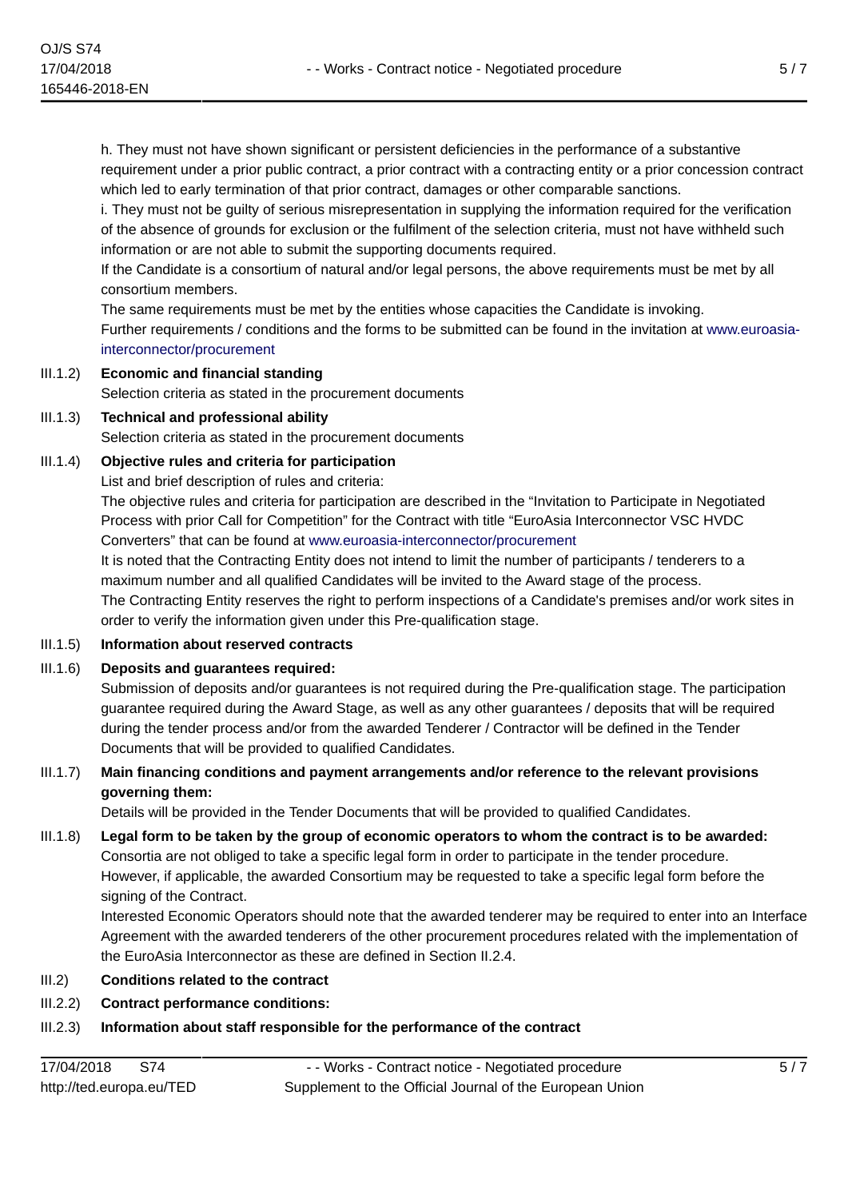h. They must not have shown significant or persistent deficiencies in the performance of a substantive requirement under a prior public contract, a prior contract with a contracting entity or a prior concession contract which led to early termination of that prior contract, damages or other comparable sanctions.

i. They must not be guilty of serious misrepresentation in supplying the information required for the verification of the absence of grounds for exclusion or the fulfilment of the selection criteria, must not have withheld such information or are not able to submit the supporting documents required.

If the Candidate is a consortium of natural and/or legal persons, the above requirements must be met by all consortium members.

The same requirements must be met by the entities whose capacities the Candidate is invoking.

Further requirements / conditions and the forms to be submitted can be found in the invitation at www.euroasia-interconnector/procurement

III.1.2) **Economic and financial standing**

Selection criteria as stated in the procurement documents

III.1.3) **Technical and professional ability**

Selection criteria as stated in the procurement documents

III.1.4) **Objective rules and criteria for participation**

List and brief description of rules and criteria:

The objective rules and criteria for participation are described in the "Invitation to Participate in Negotiated Process with prior Call for Competition" for the Contract with title "EuroAsia Interconnector VSC HVDC Converters" that can be found at www.euroasia-interconnector/procurement

It is noted that the Contracting Entity does not intend to limit the number of participants / tenderers to a maximum number and all qualified Candidates will be invited to the Award stage of the process.

The Contracting Entity reserves the right to perform inspections of a Candidate's premises and/or work sites in order to verify the information given under this Pre-qualification stage.

III.1.5) **Information about reserved contracts**

III.1.6) **Deposits and guarantees required:**

Submission of deposits and/or guarantees is not required during the Pre-qualification stage. The participation guarantee required during the Award Stage, as well as any other guarantees / deposits that will be required during the tender process and/or from the awarded Tenderer / Contractor will be defined in the Tender Documents that will be provided to qualified Candidates.

III.1.7) **Main financing conditions and payment arrangements and/or reference to the relevant provisions governing them:**

Details will be provided in the Tender Documents that will be provided to qualified Candidates.

III.1.8) **Legal form to be taken by the group of economic operators to whom the contract is to be awarded:**

Consortia are not obliged to take a specific legal form in order to participate in the tender procedure. However, if applicable, the awarded Consortium may be requested to take a specific legal form before the signing of the Contract.

Interested Economic Operators should note that the awarded tenderer may be required to enter into an Interface Agreement with the awarded tenderers of the other procurement procedures related with the implementation of the EuroAsia Interconnector as these are defined in Section II.2.4.

III.2) **Conditions related to the contract**

III.2.2) **Contract performance conditions:**

III.2.3) **Information about staff responsible for the performance of the contract**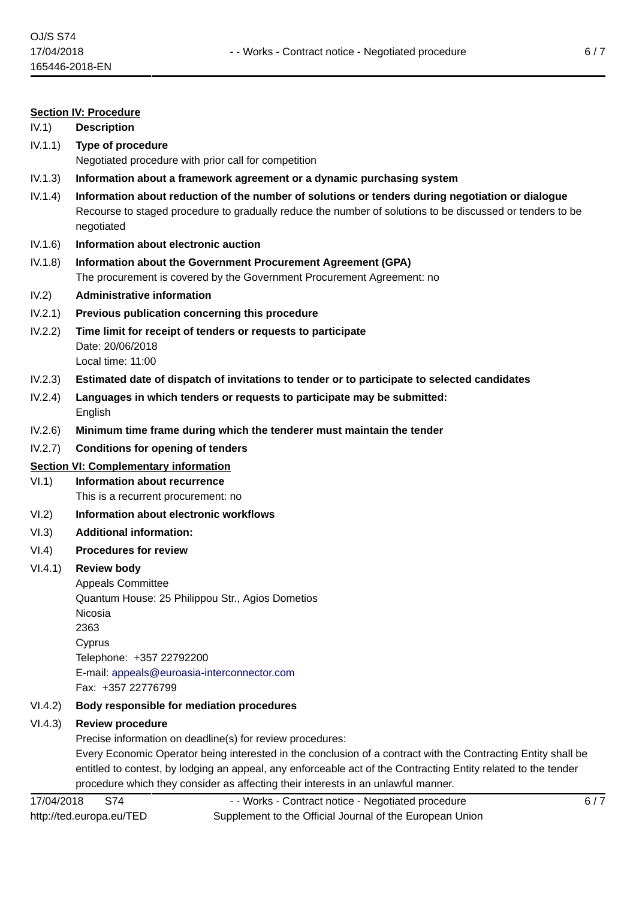**Section IV: Procedure**

IV.1) **Description**

IV.1.1) **Type of procedure**

Negotiated procedure with prior call for competition

IV.1.3) **Information about a framework agreement or a dynamic purchasing system**

IV.1.4) **Information about reduction of the number of solutions or tenders during negotiation or dialogue**

Recourse to staged procedure to gradually reduce the number of solutions to be discussed or tenders to be negotiated

IV.1.6) **Information about electronic auction**

IV.1.8) **Information about the Government Procurement Agreement (GPA)**

The procurement is covered by the Government Procurement Agreement: no

IV.2) **Administrative information**

IV.2.1) **Previous publication concerning this procedure**

IV.2.2) **Time limit for receipt of tenders or requests to participate**

Date: 20/06/2018

Local time: 11:00

IV.2.3) **Estimated date of dispatch of invitations to tender or to participate to selected candidates**

IV.2.4) **Languages in which tenders or requests to participate may be submitted:**

English

IV.2.6) **Minimum time frame during which the tenderer must maintain the tender**

IV.2.7) **Conditions for opening of tenders**

**Section VI: Complementary information**

VI.1) **Information about recurrence**

This is a recurrent procurement: no

VI.2) **Information about electronic workflows**

VI.3) **Additional information:**

VI.4) **Procedures for review**

VI.4.1) **Review body**

Appeals Committee

Quantum House: 25 Philippou Str., Agios Dometios

Nicosia

2363

Cyprus

Telephone: +357 22792200

E-mail: appeals@euroasia-interconnector.com

Fax: +357 22776799

VI.4.2) **Body responsible for mediation procedures**

VI.4.3) **Review procedure**

Precise information on deadline(s) for review procedures:

Every Economic Operator being interested in the conclusion of a contract with the Contracting Entity shall be entitled to contest, by lodging an appeal, any enforceable act of the Contracting Entity related to the tender procedure which they consider as affecting their interests in an unlawful manner.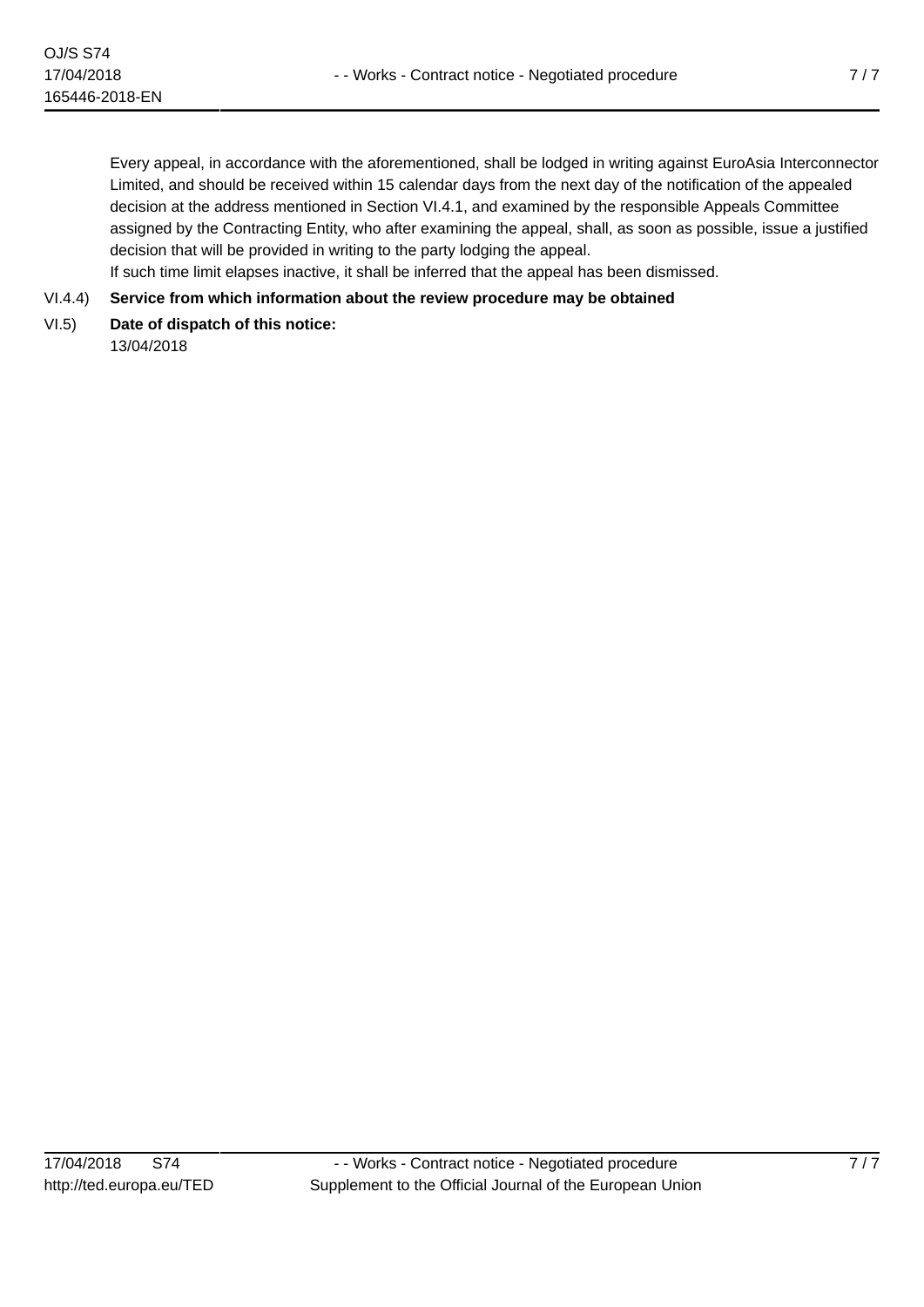Every appeal, in accordance with the aforementioned, shall be lodged in writing against EuroAsia Interconnector Limited, and should be received within 15 calendar days from the next day of the notification of the appealed decision at the address mentioned in Section VI.4.1, and examined by the responsible Appeals Committee assigned by the Contracting Entity, who after examining the appeal, shall, as soon as possible, issue a justified decision that will be provided in writing to the party lodging the appeal.
If such time limit elapses inactive, it shall be inferred that the appeal has been dismissed.

VI.4.4) **Service from which information about the review procedure may be obtained**

VI.5) **Date of dispatch of this notice:**
13/04/2018